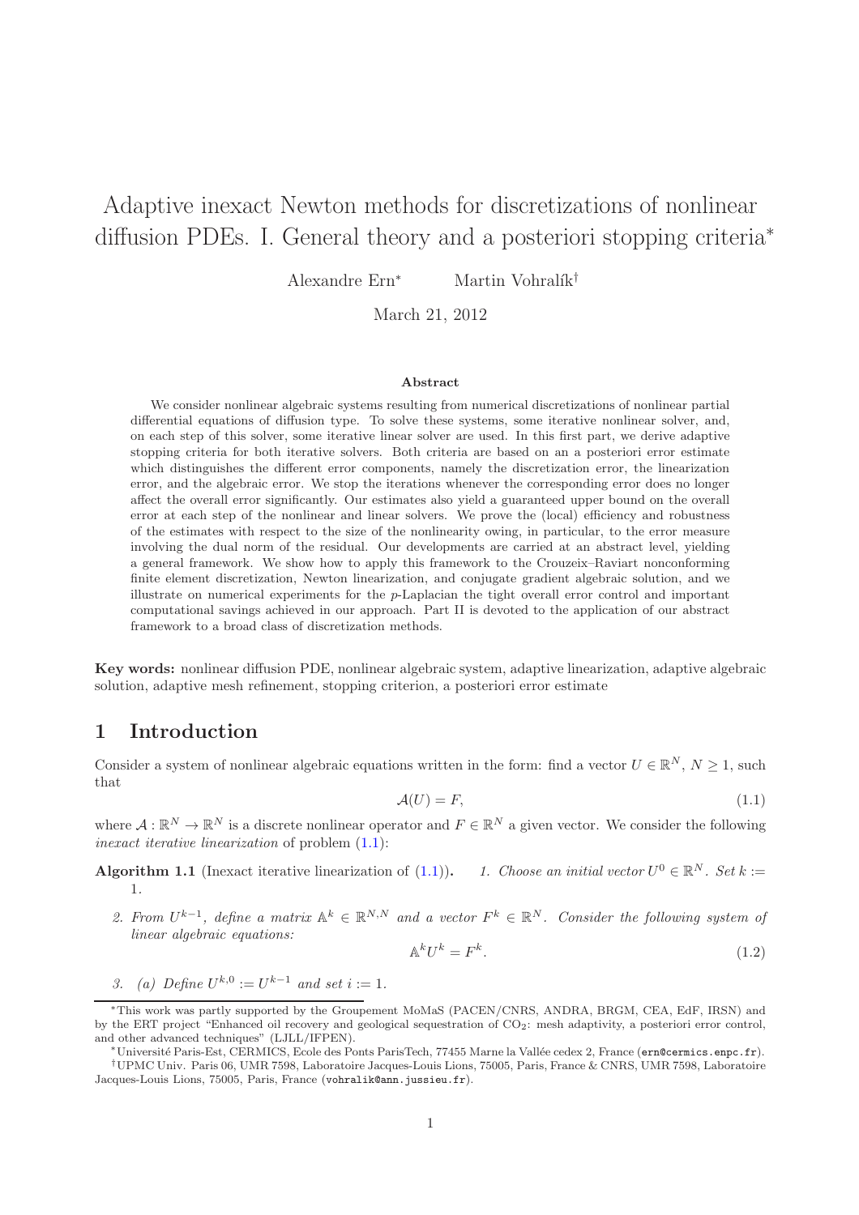# Adaptive inexact Newton methods for discretizations of nonlinear diffusion PDEs. I. General theory and a posteriori stopping criteria*

Alexandre Ern*   Martin Vohralík†

March 21, 2012

### Abstract

We consider nonlinear algebraic systems resulting from numerical discretizations of nonlinear partial differential equations of diffusion type. To solve these systems, some iterative nonlinear solver, and, on each step of this solver, some iterative linear solver are used. In this first part, we derive adaptive stopping criteria for both iterative solvers. Both criteria are based on an a posteriori error estimate which distinguishes the different error components, namely the discretization error, the linearization error, and the algebraic error. We stop the iterations whenever the corresponding error does no longer affect the overall error significantly. Our estimates also yield a guaranteed upper bound on the overall error at each step of the nonlinear and linear solvers. We prove the (local) efficiency and robustness of the estimates with respect to the size of the nonlinearity owing, in particular, to the error measure involving the dual norm of the residual. Our developments are carried at an abstract level, yielding a general framework. We show how to apply this framework to the Crouzeix–Raviart nonconforming finite element discretization, Newton linearization, and conjugate gradient algebraic solution, and we illustrate on numerical experiments for the $p$-Laplacian the tight overall error control and important computational savings achieved in our approach. Part II is devoted to the application of our abstract framework to a broad class of discretization methods.

**Key words:** nonlinear diffusion PDE, nonlinear algebraic system, adaptive linearization, adaptive algebraic solution, adaptive mesh refinement, stopping criterion, a posteriori error estimate

## 1 Introduction

Consider a system of nonlinear algebraic equations written in the form: find a vector $U \in \mathbb{R}^N$, $N \geq 1$, such that

$$\mathcal{A}(U) = F, \tag{1.1}$$

where $\mathcal{A} : \mathbb{R}^N \to \mathbb{R}^N$ is a discrete nonlinear operator and $F \in \mathbb{R}^N$ a given vector. We consider the following *inexact iterative linearization* of problem (1.1):

**Algorithm 1.1** (Inexact iterative linearization of (1.1)). *1. Choose an initial vector $U^0 \in \mathbb{R}^N$. Set $k := 1$.*

*2. From $U^{k-1}$, define a matrix $\mathbb{A}^k \in \mathbb{R}^{N,N}$ and a vector $F^k \in \mathbb{R}^N$. Consider the following system of linear algebraic equations:*

$$\mathbb{A}^k U^k = F^k. \tag{1.2}$$

*3. (a) Define $U^{k,0} := U^{k-1}$ and set $i := 1$.*

---

*This work was partly supported by the Groupement MoMaS (PACEN/CNRS, ANDRA, BRGM, CEA, EdF, IRSN) and by the ERT project "Enhanced oil recovery and geological sequestration of $CO_2$: mesh adaptivity, a posteriori error control, and other advanced techniques" (LJLL/IFPEN).

*Université Paris-Est, CERMICS, Ecole des Ponts ParisTech, 77455 Marne la Vallée cedex 2, France (ern@cermics.enpc.fr).

†UPMC Univ. Paris 06, UMR 7598, Laboratoire Jacques-Louis Lions, 75005, Paris, France & CNRS, UMR 7598, Laboratoire Jacques-Louis Lions, 75005, Paris, France (vohralik@ann.jussieu.fr).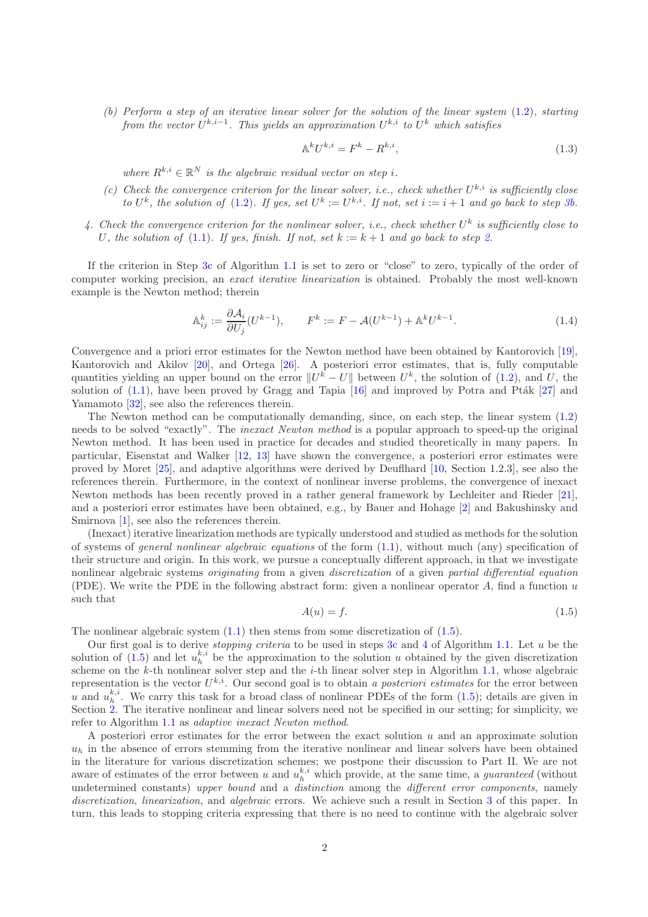(b) *Perform a step of an iterative linear solver for the solution of the linear system (1.2), starting from the vector $U^{k,i-1}$. This yields an approximation $U^{k,i}$ to $U^k$ which satisfies*

$$\mathbb{A}^k U^{k,i} = F^k - R^{k,i}, \tag{1.3}$$

*where $R^{k,i} \in \mathbb{R}^N$ is the algebraic residual vector on step $i$.*

(c) *Check the convergence criterion for the linear solver, i.e., check whether $U^{k,i}$ is sufficiently close to $U^k$, the solution of (1.2). If yes, set $U^k := U^{k,i}$. If not, set $i := i+1$ and go back to step 3b.*

4. *Check the convergence criterion for the nonlinear solver, i.e., check whether $U^k$ is sufficiently close to $U$, the solution of (1.1). If yes, finish. If not, set $k := k+1$ and go back to step 2.*

If the criterion in Step 3c of Algorithm 1.1 is set to zero or "close" to zero, typically of the order of computer working precision, an *exact iterative linearization* is obtained. Probably the most well-known example is the Newton method; therein

$$\mathbb{A}^k_{ij} := \frac{\partial \mathcal{A}_i}{\partial U_j}(U^{k-1}), \qquad F^k := F - \mathcal{A}(U^{k-1}) + \mathbb{A}^k U^{k-1}. \tag{1.4}$$

Convergence and a priori error estimates for the Newton method have been obtained by Kantorovich [19], Kantorovich and Akilov [20], and Ortega [26]. A posteriori error estimates, that is, fully computable quantities yielding an upper bound on the error $\|U^k - U\|$ between $U^k$, the solution of (1.2), and $U$, the solution of (1.1), have been proved by Gragg and Tapia [16] and improved by Potra and Pták [27] and Yamamoto [32], see also the references therein.

The Newton method can be computationally demanding, since, on each step, the linear system (1.2) needs to be solved "exactly". The *inexact Newton method* is a popular approach to speed-up the original Newton method. It has been used in practice for decades and studied theoretically in many papers. In particular, Eisenstat and Walker [12, 13] have shown the convergence, a posteriori error estimates were proved by Moret [25], and adaptive algorithms were derived by Deuflhard [10, Section 1.2.3], see also the references therein. Furthermore, in the context of nonlinear inverse problems, the convergence of inexact Newton methods has been recently proved in a rather general framework by Lechleiter and Rieder [21], and a posteriori error estimates have been obtained, e.g., by Bauer and Hohage [2] and Bakushinsky and Smirnova [1], see also the references therein.

(Inexact) iterative linearization methods are typically understood and studied as methods for the solution of systems of *general nonlinear algebraic equations* of the form (1.1), without much (any) specification of their structure and origin. In this work, we pursue a conceptually different approach, in that we investigate nonlinear algebraic systems *originating* from a given *discretization* of a given *partial differential equation* (PDE). We write the PDE in the following abstract form: given a nonlinear operator $A$, find a function $u$ such that

$$A(u) = f. \tag{1.5}$$

The nonlinear algebraic system (1.1) then stems from some discretization of (1.5).

Our first goal is to derive *stopping criteria* to be used in steps 3c and 4 of Algorithm 1.1. Let $u$ be the solution of (1.5) and let $u_h^{k,i}$ be the approximation to the solution $u$ obtained by the given discretization scheme on the $k$-th nonlinear solver step and the $i$-th linear solver step in Algorithm 1.1, whose algebraic representation is the vector $U^{k,i}$. Our second goal is to obtain *a posteriori estimates* for the error between $u$ and $u_h^{k,i}$. We carry this task for a broad class of nonlinear PDEs of the form (1.5); details are given in Section 2. The iterative nonlinear and linear solvers need not be specified in our setting; for simplicity, we refer to Algorithm 1.1 as *adaptive inexact Newton method*.

A posteriori error estimates for the error between the exact solution $u$ and an approximate solution $u_h$ in the absence of errors stemming from the iterative nonlinear and linear solvers have been obtained in the literature for various discretization schemes; we postpone their discussion to Part II. We are not aware of estimates of the error between $u$ and $u_h^{k,i}$ which provide, at the same time, a *guaranteed* (without undetermined constants) *upper bound* and a *distinction* among the *different error components*, namely *discretization*, *linearization*, and *algebraic* errors. We achieve such a result in Section 3 of this paper. In turn, this leads to stopping criteria expressing that there is no need to continue with the algebraic solver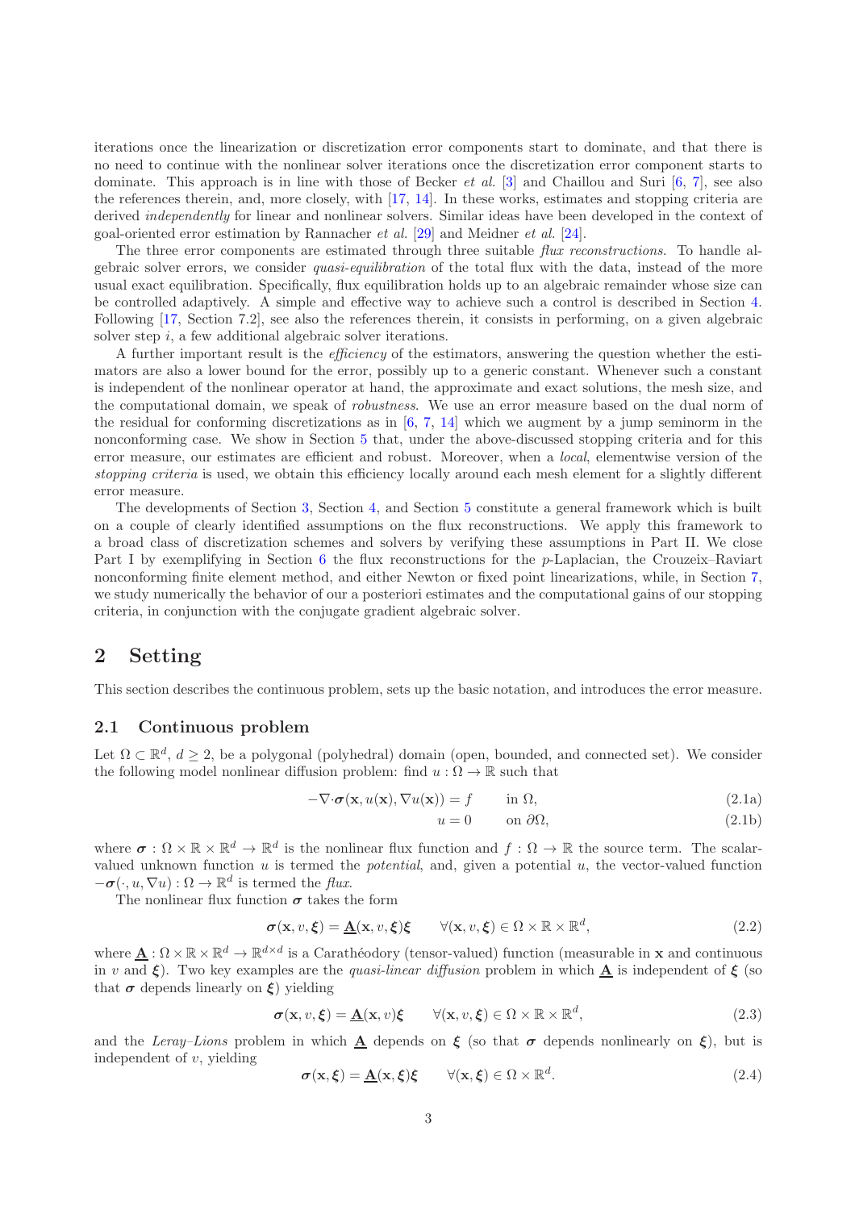iterations once the linearization or discretization error components start to dominate, and that there is no need to continue with the nonlinear solver iterations once the discretization error component starts to dominate. This approach is in line with those of Becker *et al.* [3] and Chaillou and Suri [6, 7], see also the references therein, and, more closely, with [17, 14]. In these works, estimates and stopping criteria are derived *independently* for linear and nonlinear solvers. Similar ideas have been developed in the context of goal-oriented error estimation by Rannacher *et al.* [29] and Meidner *et al.* [24].

The three error components are estimated through three suitable *flux reconstructions*. To handle algebraic solver errors, we consider *quasi-equilibration* of the total flux with the data, instead of the more usual exact equilibration. Specifically, flux equilibration holds up to an algebraic remainder whose size can be controlled adaptively. A simple and effective way to achieve such a control is described in Section 4. Following [17, Section 7.2], see also the references therein, it consists in performing, on a given algebraic solver step $i$, a few additional algebraic solver iterations.

A further important result is the *efficiency* of the estimators, answering the question whether the estimators are also a lower bound for the error, possibly up to a generic constant. Whenever such a constant is independent of the nonlinear operator at hand, the approximate and exact solutions, the mesh size, and the computational domain, we speak of *robustness*. We use an error measure based on the dual norm of the residual for conforming discretizations as in [6, 7, 14] which we augment by a jump seminorm in the nonconforming case. We show in Section 5 that, under the above-discussed stopping criteria and for this error measure, our estimates are efficient and robust. Moreover, when a *local*, elementwise version of the *stopping criteria* is used, we obtain this efficiency locally around each mesh element for a slightly different error measure.

The developments of Section 3, Section 4, and Section 5 constitute a general framework which is built on a couple of clearly identified assumptions on the flux reconstructions. We apply this framework to a broad class of discretization schemes and solvers by verifying these assumptions in Part II. We close Part I by exemplifying in Section 6 the flux reconstructions for the $p$-Laplacian, the Crouzeix–Raviart nonconforming finite element method, and either Newton or fixed point linearizations, while, in Section 7, we study numerically the behavior of our a posteriori estimates and the computational gains of our stopping criteria, in conjunction with the conjugate gradient algebraic solver.

# 2 Setting

This section describes the continuous problem, sets up the basic notation, and introduces the error measure.

## 2.1 Continuous problem

Let $\Omega \subset \mathbb{R}^d$, $d \geq 2$, be a polygonal (polyhedral) domain (open, bounded, and connected set). We consider the following model nonlinear diffusion problem: find $u : \Omega \to \mathbb{R}$ such that

$$-\nabla{\cdot}\boldsymbol{\sigma}(\mathbf{x}, u(\mathbf{x}), \nabla u(\mathbf{x})) = f \qquad \text{in } \Omega, \tag{2.1a}$$

$$u = 0 \qquad \text{on } \partial\Omega, \tag{2.1b}$$

where $\boldsymbol{\sigma} : \Omega \times \mathbb{R} \times \mathbb{R}^d \to \mathbb{R}^d$ is the nonlinear flux function and $f : \Omega \to \mathbb{R}$ the source term. The scalar-valued unknown function $u$ is termed the *potential*, and, given a potential $u$, the vector-valued function $-\boldsymbol{\sigma}(\cdot, u, \nabla u) : \Omega \to \mathbb{R}^d$ is termed the *flux*.

The nonlinear flux function $\boldsymbol{\sigma}$ takes the form

$$\boldsymbol{\sigma}(\mathbf{x}, v, \boldsymbol{\xi}) = \underline{\mathbf{A}}(\mathbf{x}, v, \boldsymbol{\xi})\boldsymbol{\xi} \qquad \forall(\mathbf{x}, v, \boldsymbol{\xi}) \in \Omega \times \mathbb{R} \times \mathbb{R}^d, \tag{2.2}$$

where $\underline{\mathbf{A}} : \Omega \times \mathbb{R} \times \mathbb{R}^d \to \mathbb{R}^{d\times d}$ is a Carathéodory (tensor-valued) function (measurable in $\mathbf{x}$ and continuous in $v$ and $\boldsymbol{\xi}$). Two key examples are the *quasi-linear diffusion* problem in which $\underline{\mathbf{A}}$ is independent of $\boldsymbol{\xi}$ (so that $\boldsymbol{\sigma}$ depends linearly on $\boldsymbol{\xi}$) yielding

$$\boldsymbol{\sigma}(\mathbf{x}, v, \boldsymbol{\xi}) = \underline{\mathbf{A}}(\mathbf{x}, v)\boldsymbol{\xi} \qquad \forall(\mathbf{x}, v, \boldsymbol{\xi}) \in \Omega \times \mathbb{R} \times \mathbb{R}^d, \tag{2.3}$$

and the *Leray–Lions* problem in which $\underline{\mathbf{A}}$ depends on $\boldsymbol{\xi}$ (so that $\boldsymbol{\sigma}$ depends nonlinearly on $\boldsymbol{\xi}$), but is independent of $v$, yielding

$$\boldsymbol{\sigma}(\mathbf{x}, \boldsymbol{\xi}) = \underline{\mathbf{A}}(\mathbf{x}, \boldsymbol{\xi})\boldsymbol{\xi} \qquad \forall(\mathbf{x}, \boldsymbol{\xi}) \in \Omega \times \mathbb{R}^d. \tag{2.4}$$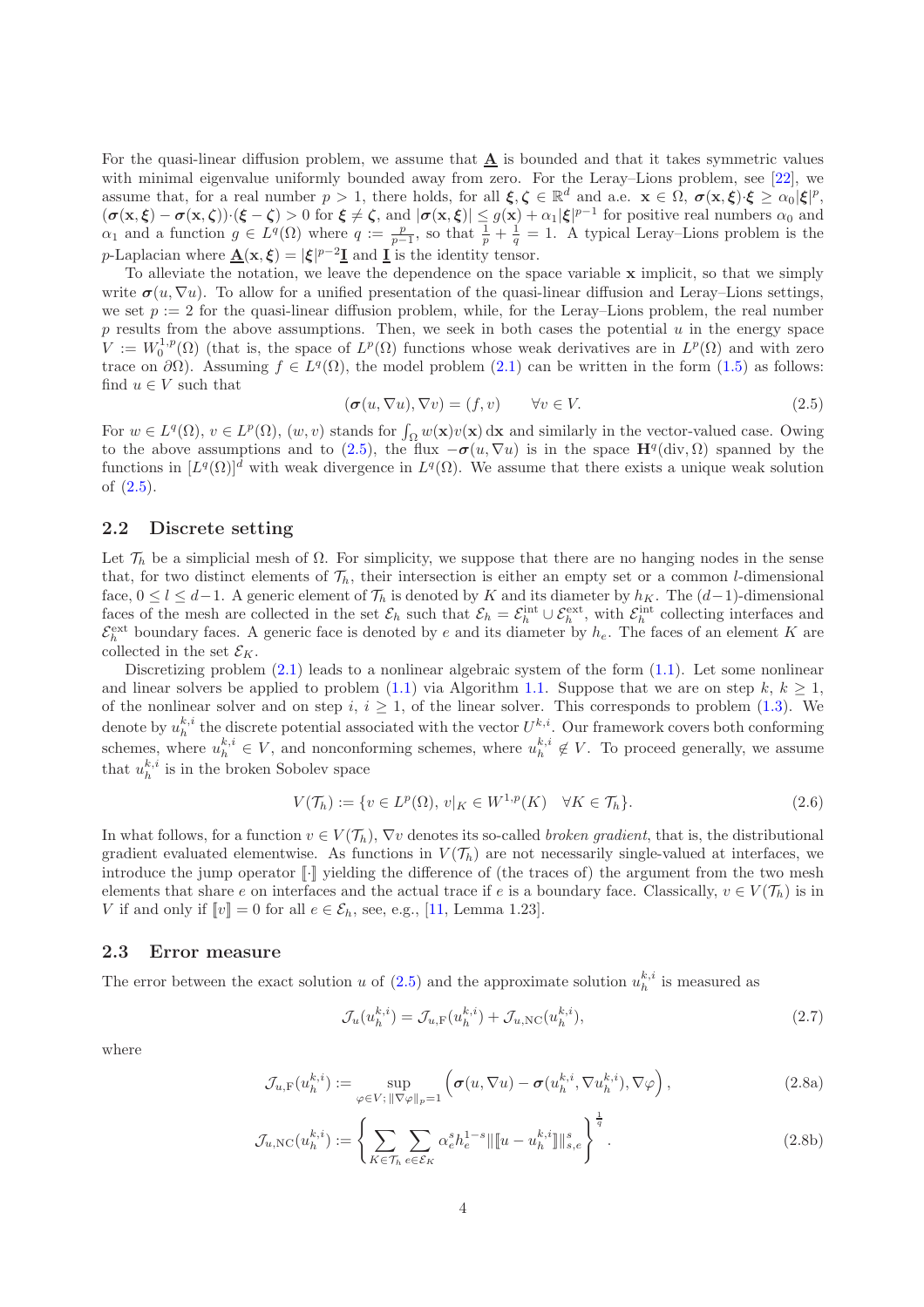For the quasi-linear diffusion problem, we assume that $\underline{\mathbf{A}}$ is bounded and that it takes symmetric values with minimal eigenvalue uniformly bounded away from zero. For the Leray–Lions problem, see [22], we assume that, for a real number $p > 1$, there holds, for all $\boldsymbol{\xi}, \boldsymbol{\zeta} \in \mathbb{R}^d$ and a.e. $\mathbf{x} \in \Omega$, $\boldsymbol{\sigma}(\mathbf{x}, \boldsymbol{\xi}) \cdot \boldsymbol{\xi} \geq \alpha_0 |\boldsymbol{\xi}|^p$, $(\boldsymbol{\sigma}(\mathbf{x}, \boldsymbol{\xi}) - \boldsymbol{\sigma}(\mathbf{x}, \boldsymbol{\zeta})) \cdot (\boldsymbol{\xi} - \boldsymbol{\zeta}) > 0$ for $\boldsymbol{\xi} \neq \boldsymbol{\zeta}$, and $|\boldsymbol{\sigma}(\mathbf{x}, \boldsymbol{\xi})| \leq g(\mathbf{x}) + \alpha_1 |\boldsymbol{\xi}|^{p-1}$ for positive real numbers $\alpha_0$ and $\alpha_1$ and a function $g \in L^q(\Omega)$ where $q := \frac{p}{p-1}$, so that $\frac{1}{p} + \frac{1}{q} = 1$. A typical Leray–Lions problem is the $p$-Laplacian where $\underline{\mathbf{A}}(\mathbf{x}, \boldsymbol{\xi}) = |\boldsymbol{\xi}|^{p-2} \underline{\mathbf{I}}$ and $\underline{\mathbf{I}}$ is the identity tensor.

To alleviate the notation, we leave the dependence on the space variable $\mathbf{x}$ implicit, so that we simply write $\boldsymbol{\sigma}(u, \nabla u)$. To allow for a unified presentation of the quasi-linear diffusion and Leray–Lions settings, we set $p := 2$ for the quasi-linear diffusion problem, while, for the Leray–Lions problem, the real number $p$ results from the above assumptions. Then, we seek in both cases the potential $u$ in the energy space $V := W_0^{1,p}(\Omega)$ (that is, the space of $L^p(\Omega)$ functions whose weak derivatives are in $L^p(\Omega)$ and with zero trace on $\partial\Omega$). Assuming $f \in L^q(\Omega)$, the model problem (2.1) can be written in the form (1.5) as follows: find $u \in V$ such that

$$(\boldsymbol{\sigma}(u, \nabla u), \nabla v) = (f, v) \qquad \forall v \in V. \tag{2.5}$$

For $w \in L^q(\Omega)$, $v \in L^p(\Omega)$, $(w, v)$ stands for $\int_\Omega w(\mathbf{x}) v(\mathbf{x})\, \mathrm{d}\mathbf{x}$ and similarly in the vector-valued case. Owing to the above assumptions and to (2.5), the flux $-\boldsymbol{\sigma}(u, \nabla u)$ is in the space $\mathbf{H}^q(\mathrm{div}, \Omega)$ spanned by the functions in $[L^q(\Omega)]^d$ with weak divergence in $L^q(\Omega)$. We assume that there exists a unique weak solution of (2.5).

## 2.2 Discrete setting

Let $\mathcal{T}_h$ be a simplicial mesh of $\Omega$. For simplicity, we suppose that there are no hanging nodes in the sense that, for two distinct elements of $\mathcal{T}_h$, their intersection is either an empty set or a common $l$-dimensional face, $0 \leq l \leq d-1$. A generic element of $\mathcal{T}_h$ is denoted by $K$ and its diameter by $h_K$. The $(d-1)$-dimensional faces of the mesh are collected in the set $\mathcal{E}_h$ such that $\mathcal{E}_h = \mathcal{E}_h^{\mathrm{int}} \cup \mathcal{E}_h^{\mathrm{ext}}$, with $\mathcal{E}_h^{\mathrm{int}}$ collecting interfaces and $\mathcal{E}_h^{\mathrm{ext}}$ boundary faces. A generic face is denoted by $e$ and its diameter by $h_e$. The faces of an element $K$ are collected in the set $\mathcal{E}_K$.

Discretizing problem (2.1) leads to a nonlinear algebraic system of the form (1.1). Let some nonlinear and linear solvers be applied to problem (1.1) via Algorithm 1.1. Suppose that we are on step $k$, $k \geq 1$, of the nonlinear solver and on step $i$, $i \geq 1$, of the linear solver. This corresponds to problem (1.3). We denote by $u_h^{k,i}$ the discrete potential associated with the vector $U^{k,i}$. Our framework covers both conforming schemes, where $u_h^{k,i} \in V$, and nonconforming schemes, where $u_h^{k,i} \notin V$. To proceed generally, we assume that $u_h^{k,i}$ is in the broken Sobolev space

$$V(\mathcal{T}_h) := \{v \in L^p(\Omega),\ v|_K \in W^{1,p}(K) \quad \forall K \in \mathcal{T}_h\}. \tag{2.6}$$

In what follows, for a function $v \in V(\mathcal{T}_h)$, $\nabla v$ denotes its so-called *broken gradient*, that is, the distributional gradient evaluated elementwise. As functions in $V(\mathcal{T}_h)$ are not necessarily single-valued at interfaces, we introduce the jump operator $[\![\cdot]\!]$ yielding the difference of (the traces of) the argument from the two mesh elements that share $e$ on interfaces and the actual trace if $e$ is a boundary face. Classically, $v \in V(\mathcal{T}_h)$ is in $V$ if and only if $[\![v]\!] = 0$ for all $e \in \mathcal{E}_h$, see, e.g., [11, Lemma 1.23].

## 2.3 Error measure

The error between the exact solution $u$ of (2.5) and the approximate solution $u_h^{k,i}$ is measured as

$$\mathcal{J}_u(u_h^{k,i}) = \mathcal{J}_{u,\mathrm{F}}(u_h^{k,i}) + \mathcal{J}_{u,\mathrm{NC}}(u_h^{k,i}), \tag{2.7}$$

where

$$\mathcal{J}_{u,\mathrm{F}}(u_h^{k,i}) := \sup_{\varphi \in V;\, \|\nabla\varphi\|_p = 1} \left(\boldsymbol{\sigma}(u, \nabla u) - \boldsymbol{\sigma}(u_h^{k,i}, \nabla u_h^{k,i}), \nabla\varphi\right), \tag{2.8a}$$

$$\mathcal{J}_{u,\mathrm{NC}}(u_h^{k,i}) := \left\{ \sum_{K \in \mathcal{T}_h} \sum_{e \in \mathcal{E}_K} \alpha_e^s h_e^{1-s} \|[\![u - u_h^{k,i}]\!]\|_{s,e}^s \right\}^{\frac{1}{q}}. \tag{2.8b}$$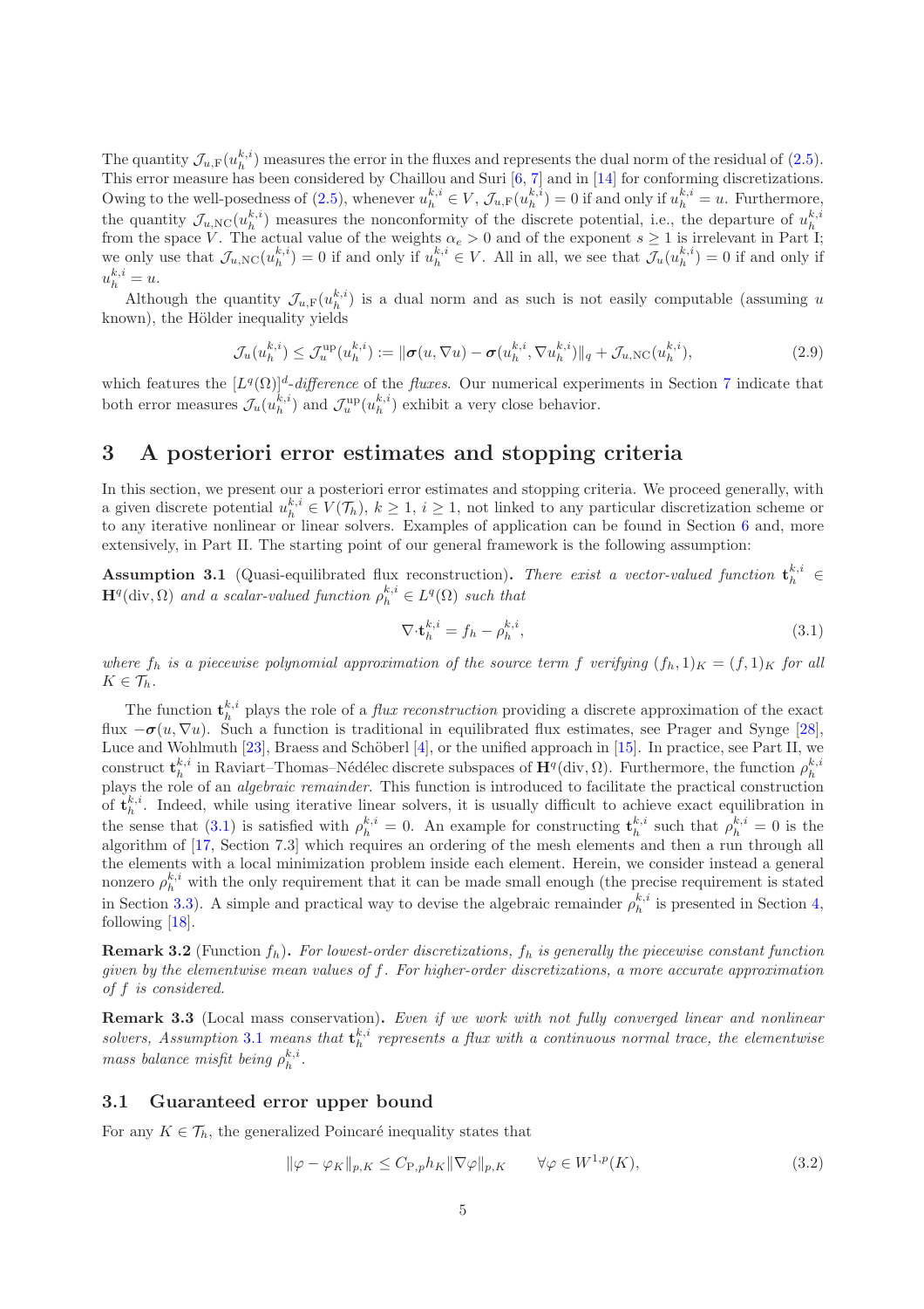The quantity $\mathcal{J}_{u,\mathrm{F}}(u_h^{k,i})$ measures the error in the fluxes and represents the dual norm of the residual of (2.5). This error measure has been considered by Chaillou and Suri [6, 7] and in [14] for conforming discretizations. Owing to the well-posedness of (2.5), whenever $u_h^{k,i} \in V$, $\mathcal{J}_{u,\mathrm{F}}(u_h^{k,i}) = 0$ if and only if $u_h^{k,i} = u$. Furthermore, the quantity $\mathcal{J}_{u,\mathrm{NC}}(u_h^{k,i})$ measures the nonconformity of the discrete potential, i.e., the departure of $u_h^{k,i}$ from the space $V$. The actual value of the weights $\alpha_e > 0$ and of the exponent $s \geq 1$ is irrelevant in Part I; we only use that $\mathcal{J}_{u,\mathrm{NC}}(u_h^{k,i}) = 0$ if and only if $u_h^{k,i} \in V$. All in all, we see that $\mathcal{J}_u(u_h^{k,i}) = 0$ if and only if $u_h^{k,i} = u$.

Although the quantity $\mathcal{J}_{u,\mathrm{F}}(u_h^{k,i})$ is a dual norm and as such is not easily computable (assuming $u$ known), the Hölder inequality yields

$$\mathcal{J}_u(u_h^{k,i}) \leq \mathcal{J}_u^{\mathrm{up}}(u_h^{k,i}) := \|\boldsymbol{\sigma}(u, \nabla u) - \boldsymbol{\sigma}(u_h^{k,i}, \nabla u_h^{k,i})\|_q + \mathcal{J}_{u,\mathrm{NC}}(u_h^{k,i}), \tag{2.9}$$

which features the $[L^q(\Omega)]^d$*-difference* of the *fluxes*. Our numerical experiments in Section 7 indicate that both error measures $\mathcal{J}_u(u_h^{k,i})$ and $\mathcal{J}_u^{\mathrm{up}}(u_h^{k,i})$ exhibit a very close behavior.

# 3 A posteriori error estimates and stopping criteria

In this section, we present our a posteriori error estimates and stopping criteria. We proceed generally, with a given discrete potential $u_h^{k,i} \in V(\mathcal{T}_h)$, $k \geq 1$, $i \geq 1$, not linked to any particular discretization scheme or to any iterative nonlinear or linear solvers. Examples of application can be found in Section 6 and, more extensively, in Part II. The starting point of our general framework is the following assumption:

**Assumption 3.1** (Quasi-equilibrated flux reconstruction)**.** *There exist a vector-valued function $\mathbf{t}_h^{k,i} \in \mathbf{H}^q(\mathrm{div}, \Omega)$ and a scalar-valued function $\rho_h^{k,i} \in L^q(\Omega)$ such that*

$$\nabla \cdot \mathbf{t}_h^{k,i} = f_h - \rho_h^{k,i}, \tag{3.1}$$

*where $f_h$ is a piecewise polynomial approximation of the source term $f$ verifying $(f_h, 1)_K = (f, 1)_K$ for all $K \in \mathcal{T}_h$.*

The function $\mathbf{t}_h^{k,i}$ plays the role of a *flux reconstruction* providing a discrete approximation of the exact flux $-\boldsymbol{\sigma}(u, \nabla u)$. Such a function is traditional in equilibrated flux estimates, see Prager and Synge [28], Luce and Wohlmuth [23], Braess and Schöberl [4], or the unified approach in [15]. In practice, see Part II, we construct $\mathbf{t}_h^{k,i}$ in Raviart–Thomas–Nédélec discrete subspaces of $\mathbf{H}^q(\mathrm{div}, \Omega)$. Furthermore, the function $\rho_h^{k,i}$ plays the role of an *algebraic remainder*. This function is introduced to facilitate the practical construction of $\mathbf{t}_h^{k,i}$. Indeed, while using iterative linear solvers, it is usually difficult to achieve exact equilibration in the sense that (3.1) is satisfied with $\rho_h^{k,i} = 0$. An example for constructing $\mathbf{t}_h^{k,i}$ such that $\rho_h^{k,i} = 0$ is the algorithm of [17, Section 7.3] which requires an ordering of the mesh elements and then a run through all the elements with a local minimization problem inside each element. Herein, we consider instead a general nonzero $\rho_h^{k,i}$ with the only requirement that it can be made small enough (the precise requirement is stated in Section 3.3). A simple and practical way to devise the algebraic remainder $\rho_h^{k,i}$ is presented in Section 4, following [18].

**Remark 3.2** (Function $f_h$)**.** *For lowest-order discretizations, $f_h$ is generally the piecewise constant function given by the elementwise mean values of $f$. For higher-order discretizations, a more accurate approximation of $f$ is considered.*

**Remark 3.3** (Local mass conservation)**.** *Even if we work with not fully converged linear and nonlinear solvers, Assumption 3.1 means that $\mathbf{t}_h^{k,i}$ represents a flux with a continuous normal trace, the elementwise mass balance misfit being $\rho_h^{k,i}$.*

## 3.1 Guaranteed error upper bound

For any $K \in \mathcal{T}_h$, the generalized Poincaré inequality states that

$$\|\varphi - \varphi_K\|_{p,K} \leq C_{\mathrm{P},p} h_K \|\nabla \varphi\|_{p,K} \qquad \forall \varphi \in W^{1,p}(K), \tag{3.2}$$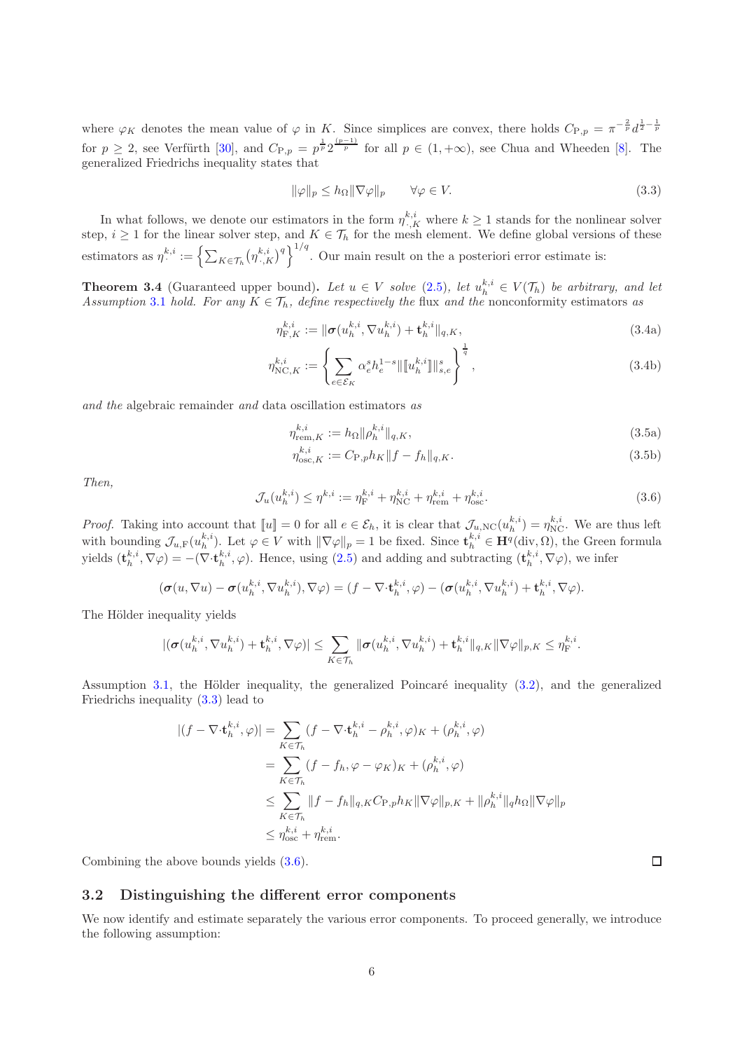where $\varphi_K$ denotes the mean value of $\varphi$ in $K$. Since simplices are convex, there holds $C_{\mathrm{P},p} = \pi^{-\frac{2}{p}} d^{\frac{1}{2}-\frac{1}{p}}$ for $p \geq 2$, see Verfürth [30], and $C_{\mathrm{P},p} = p^{\frac{1}{p}} 2^{\frac{(p-1)}{p}}$ for all $p \in (1, +\infty)$, see Chua and Wheeden [8]. The generalized Friedrichs inequality states that

$$
\|\varphi\|_p \leq h_\Omega \|\nabla \varphi\|_p \qquad \forall \varphi \in V. \tag{3.3}
$$

In what follows, we denote our estimators in the form $\eta_{\cdot,K}^{k,i}$ where $k \geq 1$ stands for the nonlinear solver step, $i \geq 1$ for the linear solver step, and $K \in \mathcal{T}_h$ for the mesh element. We define global versions of these estimators as $\eta_{\cdot}^{k,i} := \left\{ \sum_{K \in \mathcal{T}_h} (\eta_{\cdot,K}^{k,i})^q \right\}^{1/q}$. Our main result on the a posteriori error estimate is:

**Theorem 3.4** (Guaranteed upper bound)**.** *Let $u \in V$ solve (2.5), let $u_h^{k,i} \in V(\mathcal{T}_h)$ be arbitrary, and let Assumption 3.1 hold. For any $K \in \mathcal{T}_h$, define respectively the* flux *and the* nonconformity *estimators as*

$$
\eta_{\mathrm{F},K}^{k,i} := \|\boldsymbol{\sigma}(u_h^{k,i}, \nabla u_h^{k,i}) + \mathbf{t}_h^{k,i}\|_{q,K}, \tag{3.4a}
$$

$$
\eta_{\mathrm{NC},K}^{k,i} := \left\{ \sum_{e \in \mathcal{E}_K} \alpha_e^s h_e^{1-s} \|[\![u_h^{k,i}]\!]\|_{s,e}^s \right\}^{\frac{1}{q}}, \tag{3.4b}
$$

*and the* algebraic remainder *and* data oscillation estimators *as*

$$
\eta_{\mathrm{rem},K}^{k,i} := h_\Omega \|\rho_h^{k,i}\|_{q,K}, \tag{3.5a}
$$

$$
\eta_{\mathrm{osc},K}^{k,i} := C_{\mathrm{P},p} h_K \|f - f_h\|_{q,K}. \tag{3.5b}
$$

*Then,*

$$
\mathcal{J}_u(u_h^{k,i}) \leq \eta^{k,i} := \eta_{\mathrm{F}}^{k,i} + \eta_{\mathrm{NC}}^{k,i} + \eta_{\mathrm{rem}}^{k,i} + \eta_{\mathrm{osc}}^{k,i}. \tag{3.6}
$$

*Proof.* Taking into account that $[\![u]\!] = 0$ for all $e \in \mathcal{E}_h$, it is clear that $\mathcal{J}_{u,\mathrm{NC}}(u_h^{k,i}) = \eta_{\mathrm{NC}}^{k,i}$. We are thus left with bounding $\mathcal{J}_{u,\mathrm{F}}(u_h^{k,i})$. Let $\varphi \in V$ with $\|\nabla \varphi\|_p = 1$ be fixed. Since $\mathbf{t}_h^{k,i} \in \mathbf{H}^q(\mathrm{div}, \Omega)$, the Green formula yields $(\mathbf{t}_h^{k,i}, \nabla \varphi) = -(\nabla \cdot \mathbf{t}_h^{k,i}, \varphi)$. Hence, using (2.5) and adding and subtracting $(\mathbf{t}_h^{k,i}, \nabla \varphi)$, we infer

$$
(\boldsymbol{\sigma}(u, \nabla u) - \boldsymbol{\sigma}(u_h^{k,i}, \nabla u_h^{k,i}), \nabla \varphi) = (f - \nabla \cdot \mathbf{t}_h^{k,i}, \varphi) - (\boldsymbol{\sigma}(u_h^{k,i}, \nabla u_h^{k,i}) + \mathbf{t}_h^{k,i}, \nabla \varphi).
$$

The Hölder inequality yields

$$
|(\boldsymbol{\sigma}(u_h^{k,i}, \nabla u_h^{k,i}) + \mathbf{t}_h^{k,i}, \nabla \varphi)| \leq \sum_{K \in \mathcal{T}_h} \|\boldsymbol{\sigma}(u_h^{k,i}, \nabla u_h^{k,i}) + \mathbf{t}_h^{k,i}\|_{q,K} \|\nabla \varphi\|_{p,K} \leq \eta_{\mathrm{F}}^{k,i}.
$$

Assumption 3.1, the Hölder inequality, the generalized Poincaré inequality (3.2), and the generalized Friedrichs inequality (3.3) lead to

$$
\begin{aligned}
|(f - \nabla \cdot \mathbf{t}_h^{k,i}, \varphi)| &= \sum_{K \in \mathcal{T}_h} (f - \nabla \cdot \mathbf{t}_h^{k,i} - \rho_h^{k,i}, \varphi)_K + (\rho_h^{k,i}, \varphi) \\
&= \sum_{K \in \mathcal{T}_h} (f - f_h, \varphi - \varphi_K)_K + (\rho_h^{k,i}, \varphi) \\
&\leq \sum_{K \in \mathcal{T}_h} \|f - f_h\|_{q,K} C_{\mathrm{P},p} h_K \|\nabla \varphi\|_{p,K} + \|\rho_h^{k,i}\|_q h_\Omega \|\nabla \varphi\|_p \\
&\leq \eta_{\mathrm{osc}}^{k,i} + \eta_{\mathrm{rem}}^{k,i}.
\end{aligned}
$$

Combining the above bounds yields (3.6). ∎

### 3.2 Distinguishing the different error components

We now identify and estimate separately the various error components. To proceed generally, we introduce the following assumption: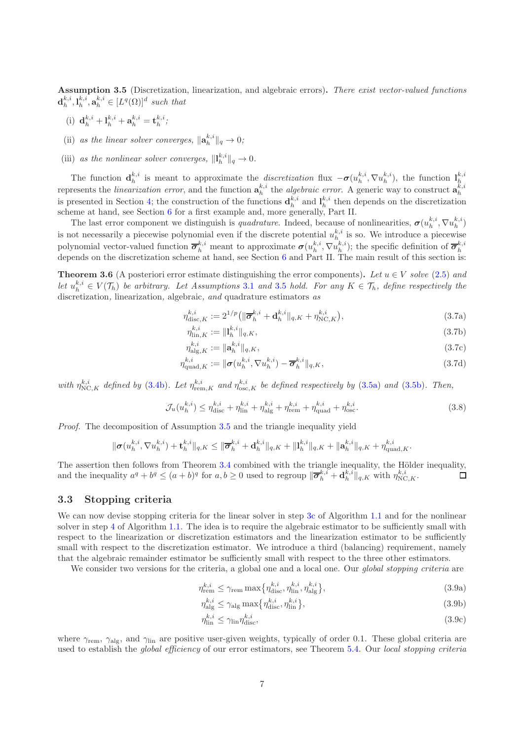**Assumption 3.5** (Discretization, linearization, and algebraic errors)**.** *There exist vector-valued functions* $\mathbf{d}_h^{k,i}, \mathbf{l}_h^{k,i}, \mathbf{a}_h^{k,i} \in [L^q(\Omega)]^d$ *such that*

(i) $\mathbf{d}_h^{k,i} + \mathbf{l}_h^{k,i} + \mathbf{a}_h^{k,i} = \mathbf{t}_h^{k,i}$*;*

(ii) *as the linear solver converges,* $\|\mathbf{a}_h^{k,i}\|_q \to 0$*;*

(iii) *as the nonlinear solver converges,* $\|\mathbf{l}_h^{k,i}\|_q \to 0$*.*

The function $\mathbf{d}_h^{k,i}$ is meant to approximate the *discretization* flux $-\boldsymbol{\sigma}(u_h^{k,i}, \nabla u_h^{k,i})$, the function $\mathbf{l}_h^{k,i}$ represents the *linearization error*, and the function $\mathbf{a}_h^{k,i}$ the *algebraic error*. A generic way to construct $\mathbf{a}_h^{k,i}$ is presented in Section 4; the construction of the functions $\mathbf{d}_h^{k,i}$ and $\mathbf{l}_h^{k,i}$ then depends on the discretization scheme at hand, see Section 6 for a first example and, more generally, Part II.

The last error component we distinguish is *quadrature*. Indeed, because of nonlinearities, $\boldsymbol{\sigma}(u_h^{k,i}, \nabla u_h^{k,i})$ is not necessarily a piecewise polynomial even if the discrete potential $u_h^{k,i}$ is so. We introduce a piecewise polynomial vector-valued function $\overline{\boldsymbol{\sigma}}_h^{k,i}$ meant to approximate $\boldsymbol{\sigma}(u_h^{k,i}, \nabla u_h^{k,i})$; the specific definition of $\overline{\boldsymbol{\sigma}}_h^{k,i}$ depends on the discretization scheme at hand, see Section 6 and Part II. The main result of this section is:

**Theorem 3.6** (A posteriori error estimate distinguishing the error components)**.** *Let $u \in V$ solve* (2.5) *and let $u_h^{k,i} \in V(\mathcal{T}_h)$ be arbitrary. Let Assumptions* 3.1 *and* 3.5 *hold. For any $K \in \mathcal{T}_h$, define respectively the* discretization, linearization, algebraic, *and* quadrature estimators *as*

$$\eta_{\mathrm{disc},K}^{k,i} := 2^{1/p}\big(\|\overline{\boldsymbol{\sigma}}_h^{k,i} + \mathbf{d}_h^{k,i}\|_{q,K} + \eta_{\mathrm{NC},K}^{k,i}\big), \tag{3.7a}$$

$$\eta_{\mathrm{lin},K}^{k,i} := \|\mathbf{l}_h^{k,i}\|_{q,K}, \tag{3.7b}$$

$$\eta_{\mathrm{alg},K}^{k,i} := \|\mathbf{a}_h^{k,i}\|_{q,K}, \tag{3.7c}$$

$$\eta_{\mathrm{quad},K}^{k,i} := \|\boldsymbol{\sigma}(u_h^{k,i}, \nabla u_h^{k,i}) - \overline{\boldsymbol{\sigma}}_h^{k,i}\|_{q,K}, \tag{3.7d}$$

*with $\eta_{\mathrm{NC},K}^{k,i}$ defined by* (3.4b)*. Let $\eta_{\mathrm{rem},K}^{k,i}$ and $\eta_{\mathrm{osc},K}^{k,i}$ be defined respectively by* (3.5a) *and* (3.5b)*. Then,*

$$\mathcal{J}_u(u_h^{k,i}) \le \eta_{\mathrm{disc}}^{k,i} + \eta_{\mathrm{lin}}^{k,i} + \eta_{\mathrm{alg}}^{k,i} + \eta_{\mathrm{rem}}^{k,i} + \eta_{\mathrm{quad}}^{k,i} + \eta_{\mathrm{osc}}^{k,i}. \tag{3.8}$$

*Proof.* The decomposition of Assumption 3.5 and the triangle inequality yield

$$\|\boldsymbol{\sigma}(u_h^{k,i}, \nabla u_h^{k,i}) + \mathbf{t}_h^{k,i}\|_{q,K} \le \|\overline{\boldsymbol{\sigma}}_h^{k,i} + \mathbf{d}_h^{k,i}\|_{q,K} + \|\mathbf{l}_h^{k,i}\|_{q,K} + \|\mathbf{a}_h^{k,i}\|_{q,K} + \eta_{\mathrm{quad},K}^{k,i}.$$

The assertion then follows from Theorem 3.4 combined with the triangle inequality, the Hölder inequality, and the inequality $a^q + b^q \le (a+b)^q$ for $a, b \ge 0$ used to regroup $\|\overline{\boldsymbol{\sigma}}_h^{k,i} + \mathbf{d}_h^{k,i}\|_{q,K}$ with $\eta_{\mathrm{NC},K}^{k,i}$. $\square$

### 3.3 Stopping criteria

We can now devise stopping criteria for the linear solver in step 3c of Algorithm 1.1 and for the nonlinear solver in step 4 of Algorithm 1.1. The idea is to require the algebraic estimator to be sufficiently small with respect to the linearization or discretization estimators and the linearization estimator to be sufficiently small with respect to the discretization estimator. We introduce a third (balancing) requirement, namely that the algebraic remainder estimator be sufficiently small with respect to the three other estimators.

We consider two versions for the criteria, a global one and a local one. Our *global stopping criteria* are

$$\eta_{\mathrm{rem}}^{k,i} \le \gamma_{\mathrm{rem}} \max\big\{\eta_{\mathrm{disc}}^{k,i}, \eta_{\mathrm{lin}}^{k,i}, \eta_{\mathrm{alg}}^{k,i}\big\}, \tag{3.9a}$$

$$\eta_{\mathrm{alg}}^{k,i} \le \gamma_{\mathrm{alg}} \max\big\{\eta_{\mathrm{disc}}^{k,i}, \eta_{\mathrm{lin}}^{k,i}\big\}, \tag{3.9b}$$

$$\eta_{\mathrm{lin}}^{k,i} \le \gamma_{\mathrm{lin}} \eta_{\mathrm{disc}}^{k,i}, \tag{3.9c}$$

where $\gamma_{\mathrm{rem}}$, $\gamma_{\mathrm{alg}}$, and $\gamma_{\mathrm{lin}}$ are positive user-given weights, typically of order 0.1. These global criteria are used to establish the *global efficiency* of our error estimators, see Theorem 5.4. Our *local stopping criteria*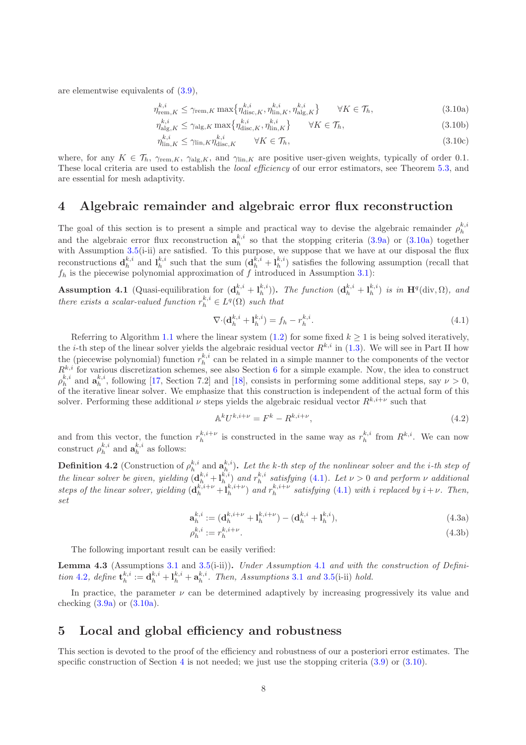are elementwise equivalents of (3.9),

$$\eta_{\mathrm{rem},K}^{k,i} \leq \gamma_{\mathrm{rem},K} \max\{\eta_{\mathrm{disc},K}^{k,i}, \eta_{\mathrm{lin},K}^{k,i}, \eta_{\mathrm{alg},K}^{k,i}\} \qquad \forall K \in \mathcal{T}_h, \tag{3.10a}$$

$$\eta_{\mathrm{alg},K}^{k,i} \leq \gamma_{\mathrm{alg},K} \max\{\eta_{\mathrm{disc},K}^{k,i}, \eta_{\mathrm{lin},K}^{k,i}\} \qquad \forall K \in \mathcal{T}_h, \tag{3.10b}$$

$$\eta_{\mathrm{lin},K}^{k,i} \leq \gamma_{\mathrm{lin},K} \eta_{\mathrm{disc},K}^{k,i} \qquad \forall K \in \mathcal{T}_h, \tag{3.10c}$$

where, for any $K \in \mathcal{T}_h$, $\gamma_{\mathrm{rem},K}$, $\gamma_{\mathrm{alg},K}$, and $\gamma_{\mathrm{lin},K}$ are positive user-given weights, typically of order 0.1. These local criteria are used to establish the *local efficiency* of our error estimators, see Theorem 5.3, and are essential for mesh adaptivity.

# 4 Algebraic remainder and algebraic error flux reconstruction

The goal of this section is to present a simple and practical way to devise the algebraic remainder $\rho_h^{k,i}$ and the algebraic error flux reconstruction $\mathbf{a}_h^{k,i}$ so that the stopping criteria (3.9a) or (3.10a) together with Assumption 3.5(i-ii) are satisfied. To this purpose, we suppose that we have at our disposal the flux reconstructions $\mathbf{d}_h^{k,i}$ and $\mathbf{l}_h^{k,i}$ such that the sum $(\mathbf{d}_h^{k,i} + \mathbf{l}_h^{k,i})$ satisfies the following assumption (recall that $f_h$ is the piecewise polynomial approximation of $f$ introduced in Assumption 3.1):

**Assumption 4.1** (Quasi-equilibration for $(\mathbf{d}_h^{k,i} + \mathbf{l}_h^{k,i})$)**.** *The function $(\mathbf{d}_h^{k,i} + \mathbf{l}_h^{k,i})$ is in $\mathbf{H}^q(\mathrm{div}, \Omega)$, and there exists a scalar-valued function $r_h^{k,i} \in L^q(\Omega)$ such that*

$$\nabla\cdot(\mathbf{d}_h^{k,i} + \mathbf{l}_h^{k,i}) = f_h - r_h^{k,i}. \tag{4.1}$$

Referring to Algorithm 1.1 where the linear system (1.2) for some fixed $k \geq 1$ is being solved iteratively, the $i$-th step of the linear solver yields the algebraic residual vector $R^{k,i}$ in (1.3). We will see in Part II how the (piecewise polynomial) function $r_h^{k,i}$ can be related in a simple manner to the components of the vector $R^{k,i}$ for various discretization schemes, see also Section 6 for a simple example. Now, the idea to construct $\rho_h^{k,i}$ and $\mathbf{a}_h^{k,i}$, following [17, Section 7.2] and [18], consists in performing some additional steps, say $\nu > 0$, of the iterative linear solver. We emphasize that this construction is independent of the actual form of this solver. Performing these additional $\nu$ steps yields the algebraic residual vector $R^{k,i+\nu}$ such that

$$\mathbb{A}^k U^{k,i+\nu} = F^k - R^{k,i+\nu}, \tag{4.2}$$

and from this vector, the function $r_h^{k,i+\nu}$ is constructed in the same way as $r_h^{k,i}$ from $R^{k,i}$. We can now construct $\rho_h^{k,i}$ and $\mathbf{a}_h^{k,i}$ as follows:

**Definition 4.2** (Construction of $\rho_h^{k,i}$ and $\mathbf{a}_h^{k,i}$)**.** *Let the $k$-th step of the nonlinear solver and the $i$-th step of the linear solver be given, yielding $(\mathbf{d}_h^{k,i} + \mathbf{l}_h^{k,i})$ and $r_h^{k,i}$ satisfying (4.1). Let $\nu > 0$ and perform $\nu$ additional steps of the linear solver, yielding $(\mathbf{d}_h^{k,i+\nu} + \mathbf{l}_h^{k,i+\nu})$ and $r_h^{k,i+\nu}$ satisfying (4.1) with $i$ replaced by $i+\nu$. Then, set*

$$\mathbf{a}_h^{k,i} := (\mathbf{d}_h^{k,i+\nu} + \mathbf{l}_h^{k,i+\nu}) - (\mathbf{d}_h^{k,i} + \mathbf{l}_h^{k,i}), \tag{4.3a}$$

$$\rho_h^{k,i} := r_h^{k,i+\nu}. \tag{4.3b}$$

The following important result can be easily verified:

**Lemma 4.3** (Assumptions 3.1 and 3.5(i-ii))**.** *Under Assumption 4.1 and with the construction of Definition 4.2, define $\mathbf{t}_h^{k,i} := \mathbf{d}_h^{k,i} + \mathbf{l}_h^{k,i} + \mathbf{a}_h^{k,i}$. Then, Assumptions 3.1 and 3.5(i-ii) hold.*

In practice, the parameter $\nu$ can be determined adaptively by increasing progressively its value and checking (3.9a) or (3.10a).

# 5 Local and global efficiency and robustness

This section is devoted to the proof of the efficiency and robustness of our a posteriori error estimates. The specific construction of Section 4 is not needed; we just use the stopping criteria (3.9) or (3.10).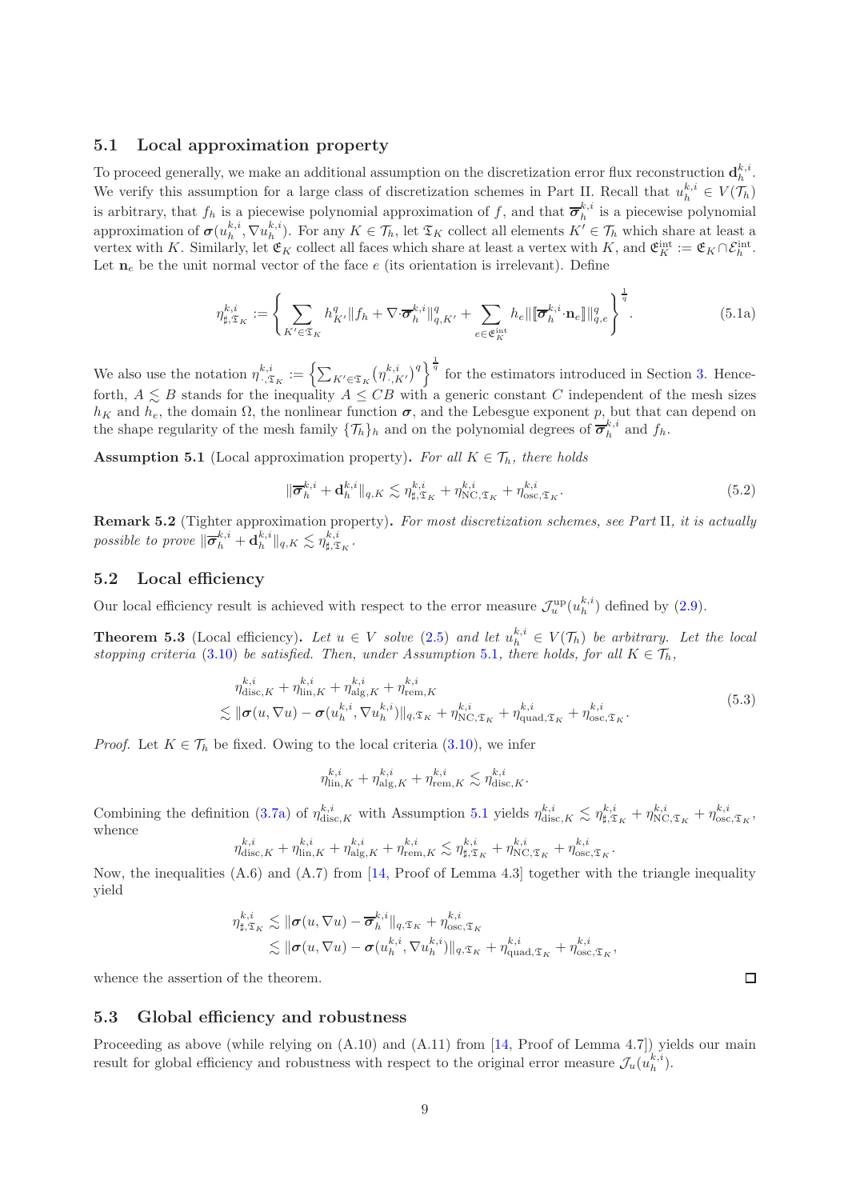## 5.1 Local approximation property

To proceed generally, we make an additional assumption on the discretization error flux reconstruction $\mathbf{d}_h^{k,i}$. We verify this assumption for a large class of discretization schemes in Part II. Recall that $u_h^{k,i} \in V(\mathcal{T}_h)$ is arbitrary, that $f_h$ is a piecewise polynomial approximation of $f$, and that $\overline{\boldsymbol{\sigma}}_h^{k,i}$ is a piecewise polynomial approximation of $\boldsymbol{\sigma}(u_h^{k,i}, \nabla u_h^{k,i})$. For any $K \in \mathcal{T}_h$, let $\mathfrak{T}_K$ collect all elements $K' \in \mathcal{T}_h$ which share at least a vertex with $K$. Similarly, let $\mathfrak{E}_K$ collect all faces which share at least a vertex with $K$, and $\mathfrak{E}_K^{\rm int} := \mathfrak{E}_K \cap \mathcal{E}_h^{\rm int}$. Let $\mathbf{n}_e$ be the unit normal vector of the face $e$ (its orientation is irrelevant). Define

$$
\eta_{\sharp,\mathfrak{T}_K}^{k,i} := \left\{ \sum_{K' \in \mathfrak{T}_K} h_{K'}^q \| f_h + \nabla \cdot \overline{\boldsymbol{\sigma}}_h^{k,i} \|_{q,K'}^q + \sum_{e \in \mathfrak{E}_K^{\rm int}} h_e \| [\![ \overline{\boldsymbol{\sigma}}_h^{k,i} \cdot \mathbf{n}_e ]\!] \|_{q,e}^q \right\}^{\frac{1}{q}}. \tag{5.1a}
$$

We also use the notation $\eta_{\cdot,\mathfrak{T}_K}^{k,i} := \left\{ \sum_{K' \in \mathfrak{T}_K} \left( \eta_{\cdot,K'}^{k,i} \right)^q \right\}^{\frac{1}{q}}$ for the estimators introduced in Section 3. Henceforth, $A \lesssim B$ stands for the inequality $A \le CB$ with a generic constant $C$ independent of the mesh sizes $h_K$ and $h_e$, the domain $\Omega$, the nonlinear function $\boldsymbol{\sigma}$, and the Lebesgue exponent $p$, but that can depend on the shape regularity of the mesh family $\{\mathcal{T}_h\}_h$ and on the polynomial degrees of $\overline{\boldsymbol{\sigma}}_h^{k,i}$ and $f_h$.

**Assumption 5.1** (Local approximation property)**.** *For all $K \in \mathcal{T}_h$, there holds*

$$
\| \overline{\boldsymbol{\sigma}}_h^{k,i} + \mathbf{d}_h^{k,i} \|_{q,K} \lesssim \eta_{\sharp,\mathfrak{T}_K}^{k,i} + \eta_{{\rm NC},\mathfrak{T}_K}^{k,i} + \eta_{{\rm osc},\mathfrak{T}_K}^{k,i}. \tag{5.2}
$$

**Remark 5.2** (Tighter approximation property)**.** *For most discretization schemes, see Part* II*, it is actually possible to prove* $\| \overline{\boldsymbol{\sigma}}_h^{k,i} + \mathbf{d}_h^{k,i} \|_{q,K} \lesssim \eta_{\sharp,\mathfrak{T}_K}^{k,i}$.

## 5.2 Local efficiency

Our local efficiency result is achieved with respect to the error measure $\mathcal{J}_u^{\rm up}(u_h^{k,i})$ defined by (2.9).

**Theorem 5.3** (Local efficiency)**.** *Let $u \in V$ solve* (2.5) *and let $u_h^{k,i} \in V(\mathcal{T}_h)$ be arbitrary. Let the local stopping criteria* (3.10) *be satisfied. Then, under Assumption* 5.1*, there holds, for all $K \in \mathcal{T}_h$,*

$$
\begin{aligned}
&\eta_{{\rm disc},K}^{k,i} + \eta_{{\rm lin},K}^{k,i} + \eta_{{\rm alg},K}^{k,i} + \eta_{{\rm rem},K}^{k,i} \\
&\lesssim \| \boldsymbol{\sigma}(u, \nabla u) - \boldsymbol{\sigma}(u_h^{k,i}, \nabla u_h^{k,i}) \|_{q,\mathfrak{T}_K} + \eta_{{\rm NC},\mathfrak{T}_K}^{k,i} + \eta_{{\rm quad},\mathfrak{T}_K}^{k,i} + \eta_{{\rm osc},\mathfrak{T}_K}^{k,i}.
\end{aligned} \tag{5.3}
$$

*Proof.* Let $K \in \mathcal{T}_h$ be fixed. Owing to the local criteria (3.10), we infer

$$
\eta_{{\rm lin},K}^{k,i} + \eta_{{\rm alg},K}^{k,i} + \eta_{{\rm rem},K}^{k,i} \lesssim \eta_{{\rm disc},K}^{k,i}.
$$

Combining the definition (3.7a) of $\eta_{{\rm disc},K}^{k,i}$ with Assumption 5.1 yields $\eta_{{\rm disc},K}^{k,i} \lesssim \eta_{\sharp,\mathfrak{T}_K}^{k,i} + \eta_{{\rm NC},\mathfrak{T}_K}^{k,i} + \eta_{{\rm osc},\mathfrak{T}_K}^{k,i}$, whence

$$
\eta_{{\rm disc},K}^{k,i} + \eta_{{\rm lin},K}^{k,i} + \eta_{{\rm alg},K}^{k,i} + \eta_{{\rm rem},K}^{k,i} \lesssim \eta_{\sharp,\mathfrak{T}_K}^{k,i} + \eta_{{\rm NC},\mathfrak{T}_K}^{k,i} + \eta_{{\rm osc},\mathfrak{T}_K}^{k,i}.
$$

Now, the inequalities (A.6) and (A.7) from [14, Proof of Lemma 4.3] together with the triangle inequality yield

$$
\begin{aligned}
\eta_{\sharp,\mathfrak{T}_K}^{k,i} &\lesssim \| \boldsymbol{\sigma}(u, \nabla u) - \overline{\boldsymbol{\sigma}}_h^{k,i} \|_{q,\mathfrak{T}_K} + \eta_{{\rm osc},\mathfrak{T}_K}^{k,i} \\
&\lesssim \| \boldsymbol{\sigma}(u, \nabla u) - \boldsymbol{\sigma}(u_h^{k,i}, \nabla u_h^{k,i}) \|_{q,\mathfrak{T}_K} + \eta_{{\rm quad},\mathfrak{T}_K}^{k,i} + \eta_{{\rm osc},\mathfrak{T}_K}^{k,i},
\end{aligned}
$$

whence the assertion of the theorem. □

## 5.3 Global efficiency and robustness

Proceeding as above (while relying on (A.10) and (A.11) from [14, Proof of Lemma 4.7]) yields our main result for global efficiency and robustness with respect to the original error measure $\mathcal{J}_u(u_h^{k,i})$.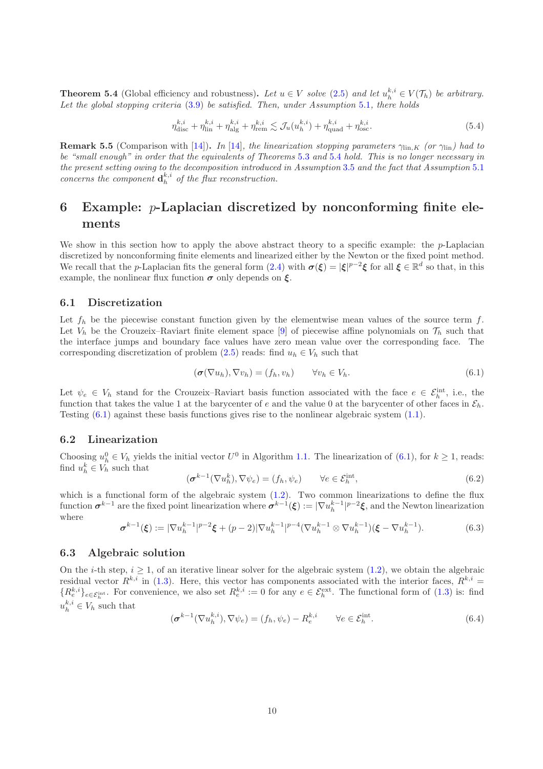**Theorem 5.4** (Global efficiency and robustness)**.** *Let $u \in V$ solve (2.5) and let $u_h^{k,i} \in V(\mathcal{T}_h)$ be arbitrary. Let the global stopping criteria (3.9) be satisfied. Then, under Assumption 5.1, there holds*

$$\eta_{\mathrm{disc}}^{k,i} + \eta_{\mathrm{lin}}^{k,i} + \eta_{\mathrm{alg}}^{k,i} + \eta_{\mathrm{rem}}^{k,i} \lesssim \mathcal{J}_u(u_h^{k,i}) + \eta_{\mathrm{quad}}^{k,i} + \eta_{\mathrm{osc}}^{k,i}. \tag{5.4}$$

**Remark 5.5** (Comparison with [14])**.** *In [14], the linearization stopping parameters $\gamma_{\mathrm{lin},K}$ (or $\gamma_{\mathrm{lin}}$) had to be "small enough" in order that the equivalents of Theorems 5.3 and 5.4 hold. This is no longer necessary in the present setting owing to the decomposition introduced in Assumption 3.5 and the fact that Assumption 5.1 concerns the component $\mathbf{d}_h^{k,i}$ of the flux reconstruction.*

# 6 Example: $p$-Laplacian discretized by nonconforming finite elements

We show in this section how to apply the above abstract theory to a specific example: the $p$-Laplacian discretized by nonconforming finite elements and linearized either by the Newton or the fixed point method. We recall that the $p$-Laplacian fits the general form (2.4) with $\boldsymbol{\sigma}(\boldsymbol{\xi}) = |\boldsymbol{\xi}|^{p-2}\boldsymbol{\xi}$ for all $\boldsymbol{\xi} \in \mathbb{R}^d$ so that, in this example, the nonlinear flux function $\boldsymbol{\sigma}$ only depends on $\boldsymbol{\xi}$.

## 6.1 Discretization

Let $f_h$ be the piecewise constant function given by the elementwise mean values of the source term $f$. Let $V_h$ be the Crouzeix–Raviart finite element space [9] of piecewise affine polynomials on $\mathcal{T}_h$ such that the interface jumps and boundary face values have zero mean value over the corresponding face. The corresponding discretization of problem (2.5) reads: find $u_h \in V_h$ such that

$$(\boldsymbol{\sigma}(\nabla u_h), \nabla v_h) = (f_h, v_h) \qquad \forall v_h \in V_h. \tag{6.1}$$

Let $\psi_e \in V_h$ stand for the Crouzeix–Raviart basis function associated with the face $e \in \mathcal{E}_h^{\mathrm{int}}$, i.e., the function that takes the value 1 at the barycenter of $e$ and the value 0 at the barycenter of other faces in $\mathcal{E}_h$. Testing (6.1) against these basis functions gives rise to the nonlinear algebraic system (1.1).

## 6.2 Linearization

Choosing $u_h^0 \in V_h$ yields the initial vector $U^0$ in Algorithm 1.1. The linearization of (6.1), for $k \geq 1$, reads: find $u_h^k \in V_h$ such that

$$(\boldsymbol{\sigma}^{k-1}(\nabla u_h^k), \nabla \psi_e) = (f_h, \psi_e) \qquad \forall e \in \mathcal{E}_h^{\mathrm{int}}, \tag{6.2}$$

which is a functional form of the algebraic system (1.2). Two common linearizations to define the flux function $\boldsymbol{\sigma}^{k-1}$ are the fixed point linearization where $\boldsymbol{\sigma}^{k-1}(\boldsymbol{\xi}) := |\nabla u_h^{k-1}|^{p-2}\boldsymbol{\xi}$, and the Newton linearization where

$$\boldsymbol{\sigma}^{k-1}(\boldsymbol{\xi}) := |\nabla u_h^{k-1}|^{p-2}\boldsymbol{\xi} + (p-2)|\nabla u_h^{k-1}|^{p-4}(\nabla u_h^{k-1} \otimes \nabla u_h^{k-1})(\boldsymbol{\xi} - \nabla u_h^{k-1}). \tag{6.3}$$

## 6.3 Algebraic solution

On the $i$-th step, $i \geq 1$, of an iterative linear solver for the algebraic system (1.2), we obtain the algebraic residual vector $R^{k,i}$ in (1.3). Here, this vector has components associated with the interior faces, $R^{k,i} = \{R_e^{k,i}\}_{e \in \mathcal{E}_h^{\mathrm{int}}}$. For convenience, we also set $R_e^{k,i} := 0$ for any $e \in \mathcal{E}_h^{\mathrm{ext}}$. The functional form of (1.3) is: find $u_h^{k,i} \in V_h$ such that

$$(\boldsymbol{\sigma}^{k-1}(\nabla u_h^{k,i}), \nabla \psi_e) = (f_h, \psi_e) - R_e^{k,i} \qquad \forall e \in \mathcal{E}_h^{\mathrm{int}}. \tag{6.4}$$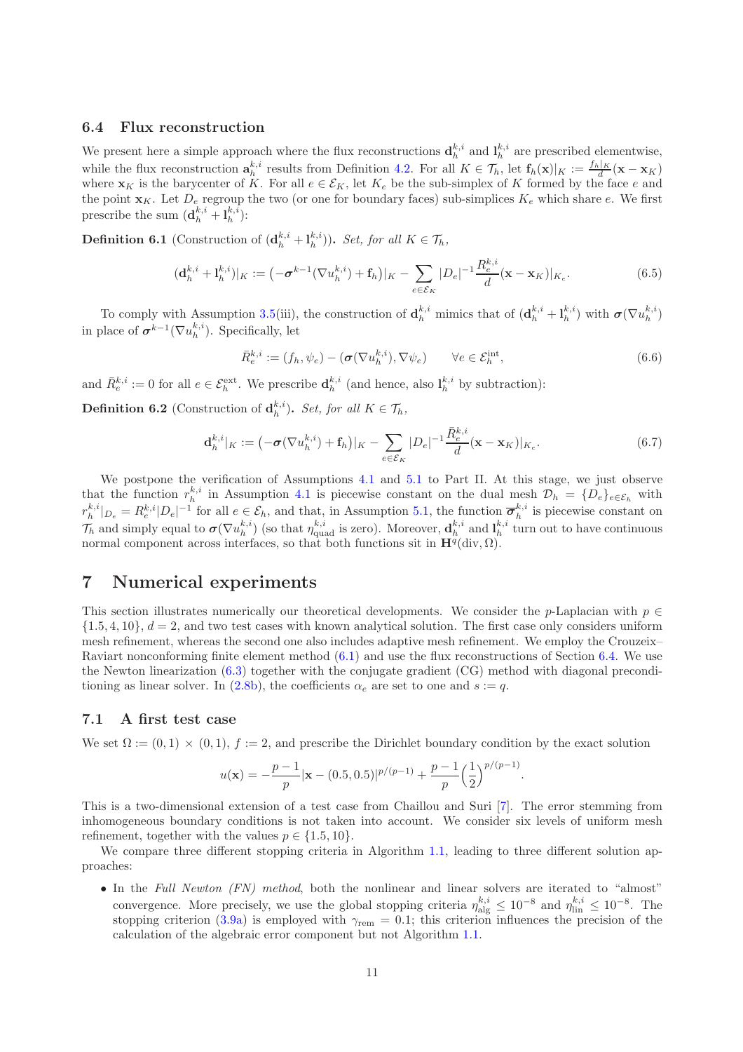### 6.4 Flux reconstruction

We present here a simple approach where the flux reconstructions $\mathbf{d}_h^{k,i}$ and $\mathbf{l}_h^{k,i}$ are prescribed elementwise, while the flux reconstruction $\mathbf{a}_h^{k,i}$ results from Definition 4.2. For all $K \in \mathcal{T}_h$, let $\mathbf{f}_h(\mathbf{x})|_K := \frac{f_h|_K}{d}(\mathbf{x} - \mathbf{x}_K)$ where $\mathbf{x}_K$ is the barycenter of $K$. For all $e \in \mathcal{E}_K$, let $K_e$ be the sub-simplex of $K$ formed by the face $e$ and the point $\mathbf{x}_K$. Let $D_e$ regroup the two (or one for boundary faces) sub-simplices $K_e$ which share $e$. We first prescribe the sum $(\mathbf{d}_h^{k,i} + \mathbf{l}_h^{k,i})$:

**Definition 6.1** (Construction of $(\mathbf{d}_h^{k,i} + \mathbf{l}_h^{k,i})$)**.** *Set, for all $K \in \mathcal{T}_h$,*

$$(\mathbf{d}_h^{k,i} + \mathbf{l}_h^{k,i})|_K := \big(-\boldsymbol{\sigma}^{k-1}(\nabla u_h^{k,i}) + \mathbf{f}_h\big)|_K - \sum_{e \in \mathcal{E}_K} |D_e|^{-1} \frac{R_e^{k,i}}{d} (\mathbf{x} - \mathbf{x}_K)|_{K_e}. \tag{6.5}$$

To comply with Assumption 3.5(iii), the construction of $\mathbf{d}_h^{k,i}$ mimics that of $(\mathbf{d}_h^{k,i} + \mathbf{l}_h^{k,i})$ with $\boldsymbol{\sigma}(\nabla u_h^{k,i})$ in place of $\boldsymbol{\sigma}^{k-1}(\nabla u_h^{k,i})$. Specifically, let

$$\bar{R}_e^{k,i} := (f_h, \psi_e) - (\boldsymbol{\sigma}(\nabla u_h^{k,i}), \nabla \psi_e) \qquad \forall e \in \mathcal{E}_h^{\text{int}}, \tag{6.6}$$

and $\bar{R}_e^{k,i} := 0$ for all $e \in \mathcal{E}_h^{\text{ext}}$. We prescribe $\mathbf{d}_h^{k,i}$ (and hence, also $\mathbf{l}_h^{k,i}$ by subtraction):

**Definition 6.2** (Construction of $\mathbf{d}_h^{k,i}$)**.** *Set, for all $K \in \mathcal{T}_h$,*

$$\mathbf{d}_h^{k,i}|_K := \big(-\boldsymbol{\sigma}(\nabla u_h^{k,i}) + \mathbf{f}_h\big)|_K - \sum_{e \in \mathcal{E}_K} |D_e|^{-1} \frac{\bar{R}_e^{k,i}}{d} (\mathbf{x} - \mathbf{x}_K)|_{K_e}. \tag{6.7}$$

We postpone the verification of Assumptions 4.1 and 5.1 to Part II. At this stage, we just observe that the function $r_h^{k,i}$ in Assumption 4.1 is piecewise constant on the dual mesh $\mathcal{D}_h = \{D_e\}_{e \in \mathcal{E}_h}$ with $r_h^{k,i}|_{D_e} = R_e^{k,i}|D_e|^{-1}$ for all $e \in \mathcal{E}_h$, and that, in Assumption 5.1, the function $\overline{\boldsymbol{\sigma}}_h^{k,i}$ is piecewise constant on $\mathcal{T}_h$ and simply equal to $\boldsymbol{\sigma}(\nabla u_h^{k,i})$ (so that $\eta_{\text{quad}}^{k,i}$ is zero). Moreover, $\mathbf{d}_h^{k,i}$ and $\mathbf{l}_h^{k,i}$ turn out to have continuous normal component across interfaces, so that both functions sit in $\mathbf{H}^q(\text{div}, \Omega)$.

## 7 Numerical experiments

This section illustrates numerically our theoretical developments. We consider the $p$-Laplacian with $p \in \{1.5, 4, 10\}$, $d = 2$, and two test cases with known analytical solution. The first case only considers uniform mesh refinement, whereas the second one also includes adaptive mesh refinement. We employ the Crouzeix–Raviart nonconforming finite element method (6.1) and use the flux reconstructions of Section 6.4. We use the Newton linearization (6.3) together with the conjugate gradient (CG) method with diagonal preconditioning as linear solver. In (2.8b), the coefficients $\alpha_e$ are set to one and $s := q$.

### 7.1 A first test case

We set $\Omega := (0,1) \times (0,1)$, $f := 2$, and prescribe the Dirichlet boundary condition by the exact solution

$$u(\mathbf{x}) = -\frac{p-1}{p} |\mathbf{x} - (0.5, 0.5)|^{p/(p-1)} + \frac{p-1}{p} \Big(\frac{1}{2}\Big)^{p/(p-1)}.$$

This is a two-dimensional extension of a test case from Chaillou and Suri [7]. The error stemming from inhomogeneous boundary conditions is not taken into account. We consider six levels of uniform mesh refinement, together with the values $p \in \{1.5, 10\}$.

We compare three different stopping criteria in Algorithm 1.1, leading to three different solution approaches:

- In the *Full Newton (FN) method*, both the nonlinear and linear solvers are iterated to "almost" convergence. More precisely, we use the global stopping criteria $\eta_{\text{alg}}^{k,i} \le 10^{-8}$ and $\eta_{\text{lin}}^{k,i} \le 10^{-8}$. The stopping criterion (3.9a) is employed with $\gamma_{\text{rem}} = 0.1$; this criterion influences the precision of the calculation of the algebraic error component but not Algorithm 1.1.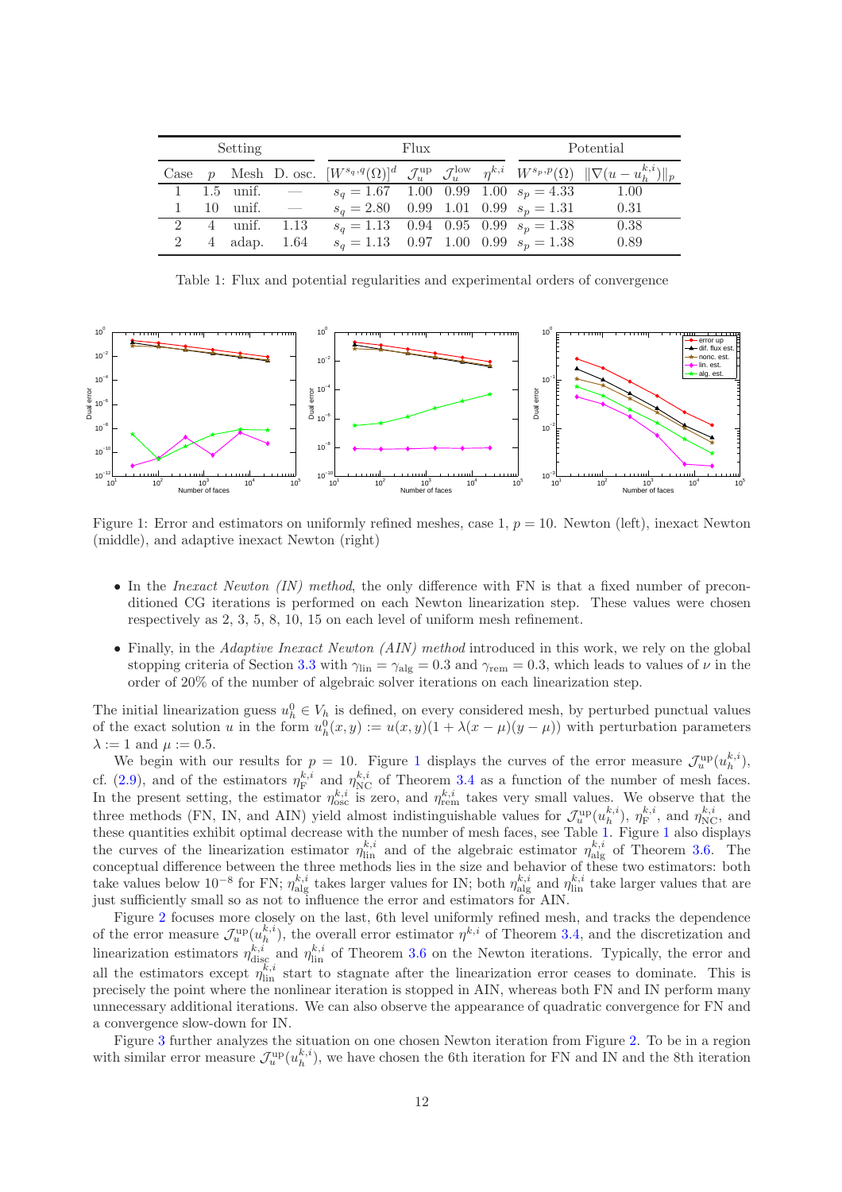| Setting | | | | Flux | | | | Potential | |
|---|---|---|---|---|---|---|---|---|---|
| Case | $p$ | Mesh | D. osc. | $[W^{s_q,q}(\Omega)]^d$ | $\mathcal{J}_u^{\mathrm{up}}$ | $\mathcal{J}_u^{\mathrm{low}}$ | $\eta^{k,i}$ | $W^{s_p,p}(\Omega)$ | $\|\nabla(u-u_h^{k,i})\|_p$ |
| 1 | 1.5 | unif. | — | $s_q = 1.67$ | 1.00 | 0.99 | 1.00 | $s_p = 4.33$ | 1.00 |
| 1 | 10 | unif. | — | $s_q = 2.80$ | 0.99 | 1.01 | 0.99 | $s_p = 1.31$ | 0.31 |
| 2 | 4 | unif. | 1.13 | $s_q = 1.13$ | 0.94 | 0.95 | 0.99 | $s_p = 1.38$ | 0.38 |
| 2 | 4 | adap. | 1.64 | $s_q = 1.13$ | 0.97 | 1.00 | 0.99 | $s_p = 1.38$ | 0.89 |

Table 1: Flux and potential regularities and experimental orders of convergence

Figure 1: Error and estimators on uniformly refined meshes, case 1, $p = 10$. Newton (left), inexact Newton (middle), and adaptive inexact Newton (right)

- In the *Inexact Newton (IN) method*, the only difference with FN is that a fixed number of preconditioned CG iterations is performed on each Newton linearization step. These values were chosen respectively as 2, 3, 5, 8, 10, 15 on each level of uniform mesh refinement.
- Finally, in the *Adaptive Inexact Newton (AIN) method* introduced in this work, we rely on the global stopping criteria of Section 3.3 with $\gamma_{\mathrm{lin}} = \gamma_{\mathrm{alg}} = 0.3$ and $\gamma_{\mathrm{rem}} = 0.3$, which leads to values of $\nu$ in the order of 20% of the number of algebraic solver iterations on each linearization step.

The initial linearization guess $u_h^0 \in V_h$ is defined, on every considered mesh, by perturbed punctual values of the exact solution $u$ in the form $u_h^0(x,y) := u(x,y)(1 + \lambda(x-\mu)(y-\mu))$ with perturbation parameters $\lambda := 1$ and $\mu := 0.5$.

We begin with our results for $p = 10$. Figure 1 displays the curves of the error measure $\mathcal{J}_u^{\mathrm{up}}(u_h^{k,i})$, cf. (2.9), and of the estimators $\eta_{\mathrm{F}}^{k,i}$ and $\eta_{\mathrm{NC}}^{k,i}$ of Theorem 3.4 as a function of the number of mesh faces. In the present setting, the estimator $\eta_{\mathrm{osc}}^{k,i}$ is zero, and $\eta_{\mathrm{rem}}^{k,i}$ takes very small values. We observe that the three methods (FN, IN, and AIN) yield almost indistinguishable values for $\mathcal{J}_u^{\mathrm{up}}(u_h^{k,i})$, $\eta_{\mathrm{F}}^{k,i}$, and $\eta_{\mathrm{NC}}^{k,i}$, and these quantities exhibit optimal decrease with the number of mesh faces, see Table 1. Figure 1 also displays the curves of the linearization estimator $\eta_{\mathrm{lin}}^{k,i}$ and of the algebraic estimator $\eta_{\mathrm{alg}}^{k,i}$ of Theorem 3.6. The conceptual difference between the three methods lies in the size and behavior of these two estimators: both take values below $10^{-8}$ for FN; $\eta_{\mathrm{alg}}^{k,i}$ takes larger values for IN; both $\eta_{\mathrm{alg}}^{k,i}$ and $\eta_{\mathrm{lin}}^{k,i}$ take larger values that are just sufficiently small so as not to influence the error and estimators for AIN.

Figure 2 focuses more closely on the last, 6th level uniformly refined mesh, and tracks the dependence of the error measure $\mathcal{J}_u^{\mathrm{up}}(u_h^{k,i})$, the overall error estimator $\eta^{k,i}$ of Theorem 3.4, and the discretization and linearization estimators $\eta_{\mathrm{disc}}^{k,i}$ and $\eta_{\mathrm{lin}}^{k,i}$ of Theorem 3.6 on the Newton iterations. Typically, the error and all the estimators except $\eta_{\mathrm{lin}}^{k,i}$ start to stagnate after the linearization error ceases to dominate. This is precisely the point where the nonlinear iteration is stopped in AIN, whereas both FN and IN perform many unnecessary additional iterations. We can also observe the appearance of quadratic convergence for FN and a convergence slow-down for IN.

Figure 3 further analyzes the situation on one chosen Newton iteration from Figure 2. To be in a region with similar error measure $\mathcal{J}_u^{\mathrm{up}}(u_h^{k,i})$, we have chosen the 6th iteration for FN and IN and the 8th iteration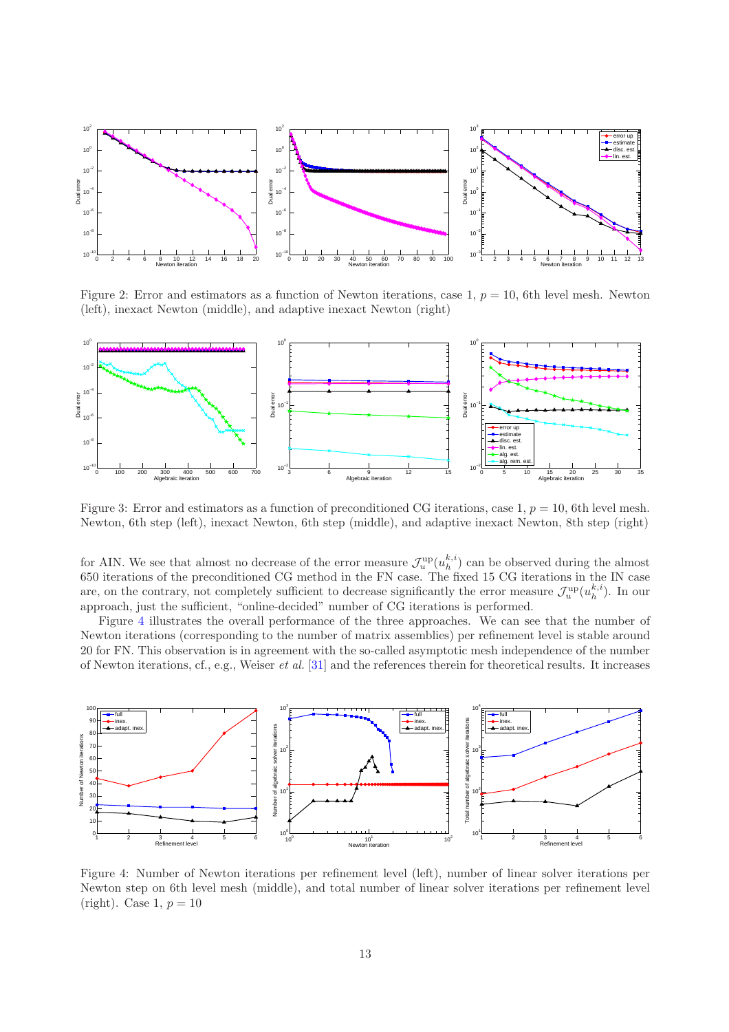Figure 2: Error and estimators as a function of Newton iterations, case 1, $p = 10$, 6th level mesh. Newton (left), inexact Newton (middle), and adaptive inexact Newton (right)

Figure 3: Error and estimators as a function of preconditioned CG iterations, case 1, $p = 10$, 6th level mesh. Newton, 6th step (left), inexact Newton, 6th step (middle), and adaptive inexact Newton, 8th step (right)

for AIN. We see that almost no decrease of the error measure $\mathcal{J}_u^{\rm up}(u_h^{k,i})$ can be observed during the almost 650 iterations of the preconditioned CG method in the FN case. The fixed 15 CG iterations in the IN case are, on the contrary, not completely sufficient to decrease significantly the error measure $\mathcal{J}_u^{\rm up}(u_h^{k,i})$. In our approach, just the sufficient, "online-decided" number of CG iterations is performed.

Figure 4 illustrates the overall performance of the three approaches. We can see that the number of Newton iterations (corresponding to the number of matrix assemblies) per refinement level is stable around 20 for FN. This observation is in agreement with the so-called asymptotic mesh independence of the number of Newton iterations, cf., e.g., Weiser *et al.* [31] and the references therein for theoretical results. It increases

Figure 4: Number of Newton iterations per refinement level (left), number of linear solver iterations per Newton step on 6th level mesh (middle), and total number of linear solver iterations per refinement level (right). Case 1, $p = 10$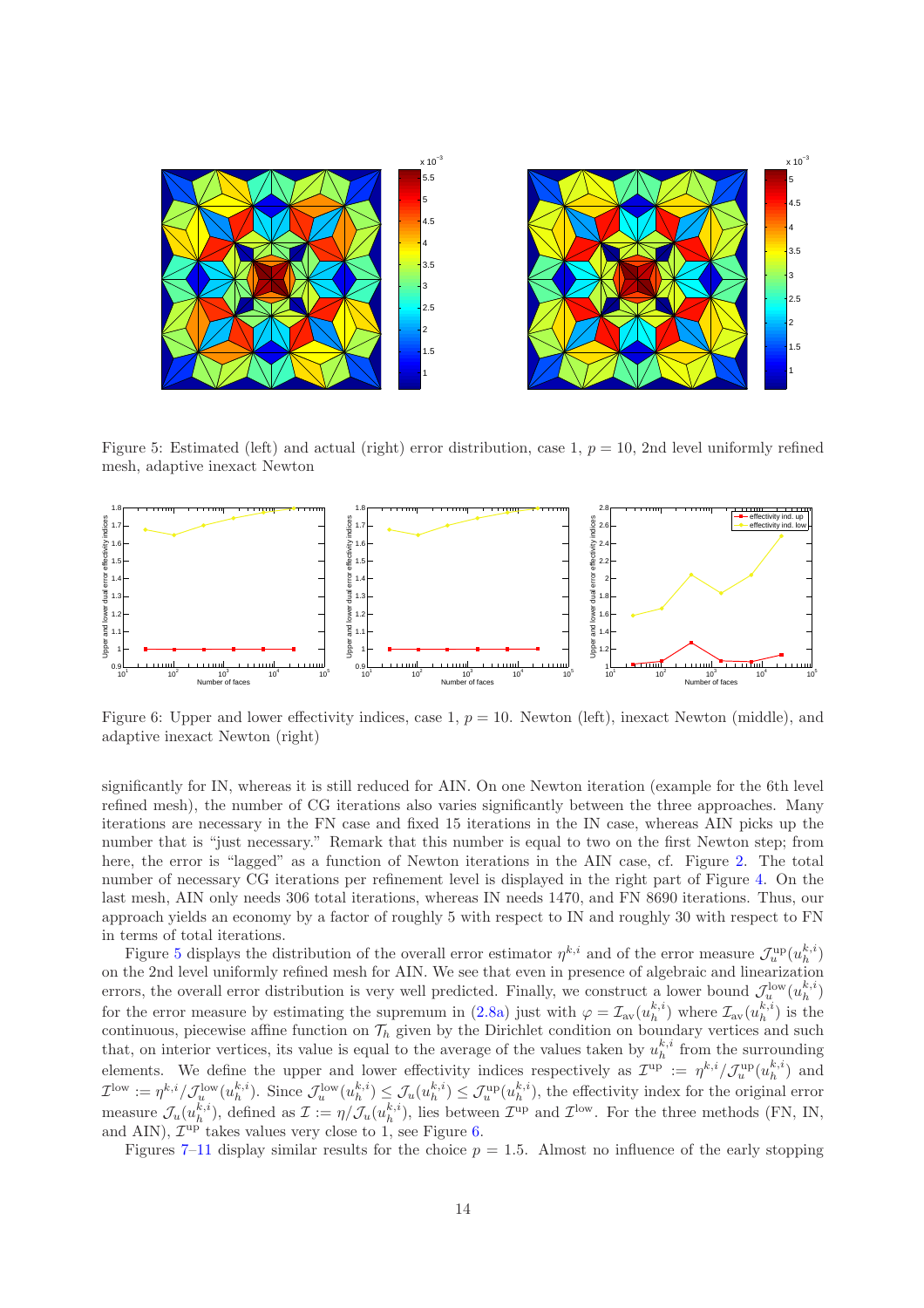Figure 5: Estimated (left) and actual (right) error distribution, case 1, $p = 10$, 2nd level uniformly refined mesh, adaptive inexact Newton

Figure 6: Upper and lower effectivity indices, case 1, $p = 10$. Newton (left), inexact Newton (middle), and adaptive inexact Newton (right)

significantly for IN, whereas it is still reduced for AIN. On one Newton iteration (example for the 6th level refined mesh), the number of CG iterations also varies significantly between the three approaches. Many iterations are necessary in the FN case and fixed 15 iterations in the IN case, whereas AIN picks up the number that is "just necessary." Remark that this number is equal to two on the first Newton step; from here, the error is "lagged" as a function of Newton iterations in the AIN case, cf. Figure 2. The total number of necessary CG iterations per refinement level is displayed in the right part of Figure 4. On the last mesh, AIN only needs 306 total iterations, whereas IN needs 1470, and FN 8690 iterations. Thus, our approach yields an economy by a factor of roughly 5 with respect to IN and roughly 30 with respect to FN in terms of total iterations.

Figure 5 displays the distribution of the overall error estimator $\eta^{k,i}$ and of the error measure $\mathcal{J}_u^{\mathrm{up}}(u_h^{k,i})$ on the 2nd level uniformly refined mesh for AIN. We see that even in presence of algebraic and linearization errors, the overall error distribution is very well predicted. Finally, we construct a lower bound $\mathcal{J}_u^{\mathrm{low}}(u_h^{k,i})$ for the error measure by estimating the supremum in (2.8a) just with $\varphi = \mathcal{I}_{\mathrm{av}}(u_h^{k,i})$ where $\mathcal{I}_{\mathrm{av}}(u_h^{k,i})$ is the continuous, piecewise affine function on $\mathcal{T}_h$ given by the Dirichlet condition on boundary vertices and such that, on interior vertices, its value is equal to the average of the values taken by $u_h^{k,i}$ from the surrounding elements. We define the upper and lower effectivity indices respectively as $\mathcal{I}^{\mathrm{up}} := \eta^{k,i}/\mathcal{J}_u^{\mathrm{up}}(u_h^{k,i})$ and $\mathcal{I}^{\mathrm{low}} := \eta^{k,i}/\mathcal{J}_u^{\mathrm{low}}(u_h^{k,i})$. Since $\mathcal{J}_u^{\mathrm{low}}(u_h^{k,i}) \leq \mathcal{J}_u(u_h^{k,i}) \leq \mathcal{J}_u^{\mathrm{up}}(u_h^{k,i})$, the effectivity index for the original error measure $\mathcal{J}_u(u_h^{k,i})$, defined as $\mathcal{I} := \eta/\mathcal{J}_u(u_h^{k,i})$, lies between $\mathcal{I}^{\mathrm{up}}$ and $\mathcal{I}^{\mathrm{low}}$. For the three methods (FN, IN, and AIN), $\mathcal{I}^{\mathrm{up}}$ takes values very close to 1, see Figure 6.

Figures 7–11 display similar results for the choice $p = 1.5$. Almost no influence of the early stopping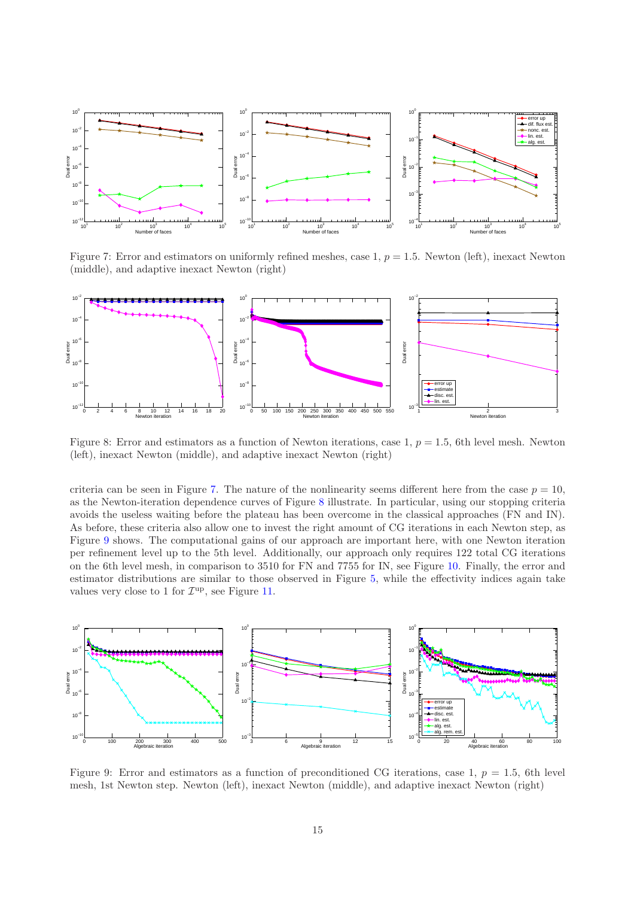Figure 7: Error and estimators on uniformly refined meshes, case 1, $p = 1.5$. Newton (left), inexact Newton (middle), and adaptive inexact Newton (right)

Figure 8: Error and estimators as a function of Newton iterations, case 1, $p = 1.5$, 6th level mesh. Newton (left), inexact Newton (middle), and adaptive inexact Newton (right)

criteria can be seen in Figure 7. The nature of the nonlinearity seems different here from the case $p = 10$, as the Newton-iteration dependence curves of Figure 8 illustrate. In particular, using our stopping criteria avoids the useless waiting before the plateau has been overcome in the classical approaches (FN and IN). As before, these criteria also allow one to invest the right amount of CG iterations in each Newton step, as Figure 9 shows. The computational gains of our approach are important here, with one Newton iteration per refinement level up to the 5th level. Additionally, our approach only requires 122 total CG iterations on the 6th level mesh, in comparison to 3510 for FN and 7755 for IN, see Figure 10. Finally, the error and estimator distributions are similar to those observed in Figure 5, while the effectivity indices again take values very close to 1 for $\mathcal{I}^{\mathrm{up}}$, see Figure 11.

Figure 9: Error and estimators as a function of preconditioned CG iterations, case 1, $p = 1.5$, 6th level mesh, 1st Newton step. Newton (left), inexact Newton (middle), and adaptive inexact Newton (right)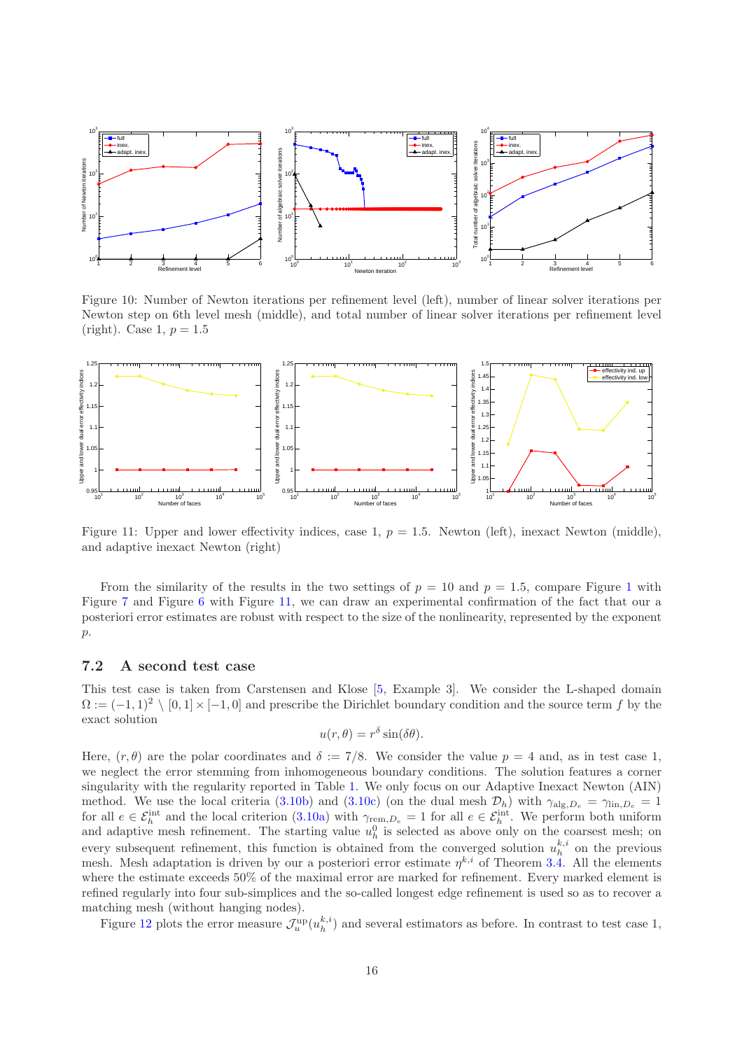Figure 10: Number of Newton iterations per refinement level (left), number of linear solver iterations per Newton step on 6th level mesh (middle), and total number of linear solver iterations per refinement level (right). Case 1, $p = 1.5$

Figure 11: Upper and lower effectivity indices, case 1, $p = 1.5$. Newton (left), inexact Newton (middle), and adaptive inexact Newton (right)

From the similarity of the results in the two settings of $p = 10$ and $p = 1.5$, compare Figure 1 with Figure 7 and Figure 6 with Figure 11, we can draw an experimental confirmation of the fact that our a posteriori error estimates are robust with respect to the size of the nonlinearity, represented by the exponent $p$.

### 7.2 A second test case

This test case is taken from Carstensen and Klose [5, Example 3]. We consider the L-shaped domain $\Omega := (-1, 1)^2 \setminus [0, 1] \times [-1, 0]$ and prescribe the Dirichlet boundary condition and the source term $f$ by the exact solution

$$u(r, \theta) = r^\delta \sin(\delta\theta).$$

Here, $(r, \theta)$ are the polar coordinates and $\delta := 7/8$. We consider the value $p = 4$ and, as in test case 1, we neglect the error stemming from inhomogeneous boundary conditions. The solution features a corner singularity with the regularity reported in Table 1. We only focus on our Adaptive Inexact Newton (AIN) method. We use the local criteria (3.10b) and (3.10c) (on the dual mesh $\mathcal{D}_h$) with $\gamma_{\mathrm{alg}, D_e} = \gamma_{\mathrm{lin}, D_e} = 1$ for all $e \in \mathcal{E}_h^{\mathrm{int}}$ and the local criterion (3.10a) with $\gamma_{\mathrm{rem}, D_e} = 1$ for all $e \in \mathcal{E}_h^{\mathrm{int}}$. We perform both uniform and adaptive mesh refinement. The starting value $u_h^0$ is selected as above only on the coarsest mesh; on every subsequent refinement, this function is obtained from the converged solution $u_h^{k,i}$ on the previous mesh. Mesh adaptation is driven by our a posteriori error estimate $\eta^{k,i}$ of Theorem 3.4. All the elements where the estimate exceeds 50% of the maximal error are marked for refinement. Every marked element is refined regularly into four sub-simplices and the so-called longest edge refinement is used so as to recover a matching mesh (without hanging nodes).

Figure 12 plots the error measure $\mathcal{J}_u^{\mathrm{up}}(u_h^{k,i})$ and several estimators as before. In contrast to test case 1,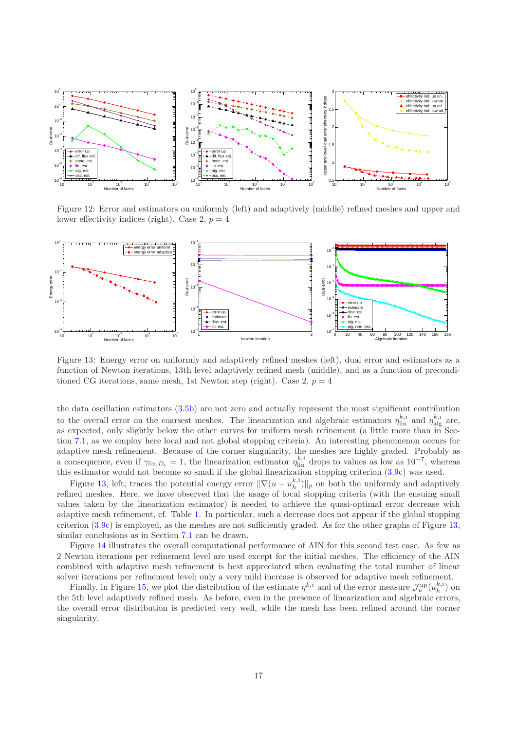Figure 12: Error and estimators on uniformly (left) and adaptively (middle) refined meshes and upper and lower effectivity indices (right). Case 2, $p = 4$

Figure 13: Energy error on uniformly and adaptively refined meshes (left), dual error and estimators as a function of Newton iterations, 13th level adaptively refined mesh (middle), and as a function of preconditioned CG iterations, same mesh, 1st Newton step (right). Case 2, $p = 4$

the data oscillation estimators (3.5b) are not zero and actually represent the most significant contribution to the overall error on the coarsest meshes. The linearization and algebraic estimators $\eta_{\mathrm{lin}}^{k,i}$ and $\eta_{\mathrm{alg}}^{k,i}$ are, as expected, only slightly below the other curves for uniform mesh refinement (a little more than in Section 7.1, as we employ here local and not global stopping criteria). An interesting phenomenon occurs for adaptive mesh refinement. Because of the corner singularity, the meshes are highly graded. Probably as a consequence, even if $\gamma_{\mathrm{lin},D_e} = 1$, the linearization estimator $\eta_{\mathrm{lin}}^{k,i}$ drops to values as low as $10^{-7}$, whereas this estimator would not become so small if the global linearization stopping criterion (3.9c) was used.

Figure 13, left, traces the potential energy error $\|\nabla(u - u_h^{k,i})\|_p$ on both the uniformly and adaptively refined meshes. Here, we have observed that the usage of local stopping criteria (with the ensuing small values taken by the linearization estimator) is needed to achieve the quasi-optimal error decrease with adaptive mesh refinement, cf. Table 1. In particular, such a decrease does not appear if the global stopping criterion (3.9c) is employed, as the meshes are not sufficiently graded. As for the other graphs of Figure 13, similar conclusions as in Section 7.1 can be drawn.

Figure 14 illustrates the overall computational performance of AIN for this second test case. As few as 2 Newton iterations per refinement level are used except for the initial meshes. The efficiency of the AIN combined with adaptive mesh refinement is best appreciated when evaluating the total number of linear solver iterations per refinement level; only a very mild increase is observed for adaptive mesh refinement.

Finally, in Figure 15, we plot the distribution of the estimate $\eta^{k,i}$ and of the error measure $\mathcal{J}_u^{\mathrm{up}}(u_h^{k,i})$ on the 5th level adaptively refined mesh. As before, even in the presence of linearization and algebraic errors, the overall error distribution is predicted very well, while the mesh has been refined around the corner singularity.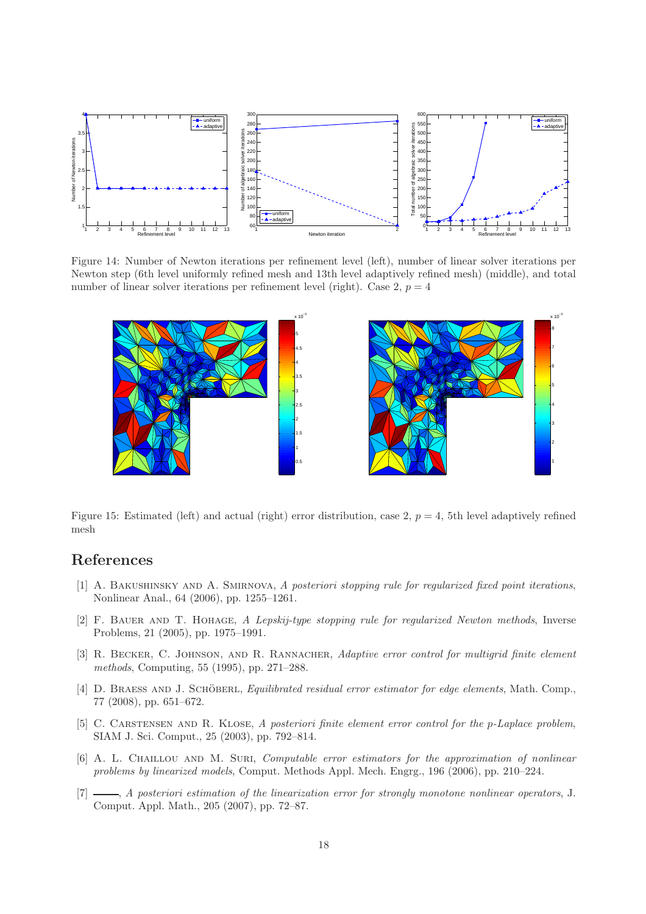Figure 14: Number of Newton iterations per refinement level (left), number of linear solver iterations per Newton step (6th level uniformly refined mesh and 13th level adaptively refined mesh) (middle), and total number of linear solver iterations per refinement level (right). Case 2, $p = 4$

Figure 15: Estimated (left) and actual (right) error distribution, case 2, $p = 4$, 5th level adaptively refined mesh

## References

[1] A. Bakushinsky and A. Smirnova, *A posteriori stopping rule for regularized fixed point iterations*, Nonlinear Anal., 64 (2006), pp. 1255–1261.

[2] F. Bauer and T. Hohage, *A Lepskij-type stopping rule for regularized Newton methods*, Inverse Problems, 21 (2005), pp. 1975–1991.

[3] R. Becker, C. Johnson, and R. Rannacher, *Adaptive error control for multigrid finite element methods*, Computing, 55 (1995), pp. 271–288.

[4] D. Braess and J. Schöberl, *Equilibrated residual error estimator for edge elements*, Math. Comp., 77 (2008), pp. 651–672.

[5] C. Carstensen and R. Klose, *A posteriori finite element error control for the p-Laplace problem*, SIAM J. Sci. Comput., 25 (2003), pp. 792–814.

[6] A. L. Chaillou and M. Suri, *Computable error estimators for the approximation of nonlinear problems by linearized models*, Comput. Methods Appl. Mech. Engrg., 196 (2006), pp. 210–224.

[7] ——, *A posteriori estimation of the linearization error for strongly monotone nonlinear operators*, J. Comput. Appl. Math., 205 (2007), pp. 72–87.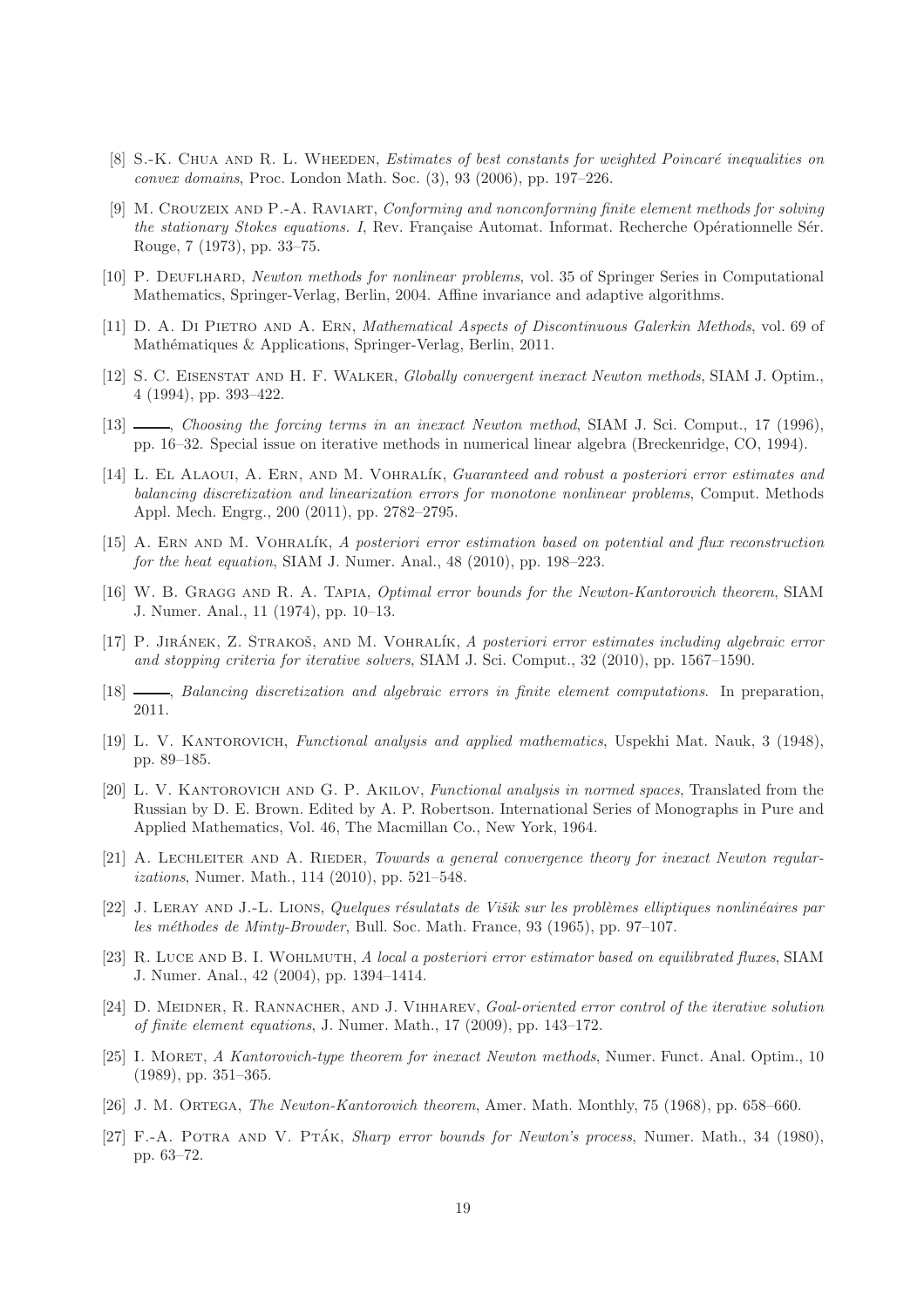[8] S.-K. Chua and R. L. Wheeden, *Estimates of best constants for weighted Poincaré inequalities on convex domains*, Proc. London Math. Soc. (3), 93 (2006), pp. 197–226.

[9] M. Crouzeix and P.-A. Raviart, *Conforming and nonconforming finite element methods for solving the stationary Stokes equations. I*, Rev. Française Automat. Informat. Recherche Opérationnelle Sér. Rouge, 7 (1973), pp. 33–75.

[10] P. Deuflhard, *Newton methods for nonlinear problems*, vol. 35 of Springer Series in Computational Mathematics, Springer-Verlag, Berlin, 2004. Affine invariance and adaptive algorithms.

[11] D. A. Di Pietro and A. Ern, *Mathematical Aspects of Discontinuous Galerkin Methods*, vol. 69 of Mathématiques & Applications, Springer-Verlag, Berlin, 2011.

[12] S. C. Eisenstat and H. F. Walker, *Globally convergent inexact Newton methods*, SIAM J. Optim., 4 (1994), pp. 393–422.

[13] ——, *Choosing the forcing terms in an inexact Newton method*, SIAM J. Sci. Comput., 17 (1996), pp. 16–32. Special issue on iterative methods in numerical linear algebra (Breckenridge, CO, 1994).

[14] L. El Alaoui, A. Ern, and M. Vohralík, *Guaranteed and robust a posteriori error estimates and balancing discretization and linearization errors for monotone nonlinear problems*, Comput. Methods Appl. Mech. Engrg., 200 (2011), pp. 2782–2795.

[15] A. Ern and M. Vohralík, *A posteriori error estimation based on potential and flux reconstruction for the heat equation*, SIAM J. Numer. Anal., 48 (2010), pp. 198–223.

[16] W. B. Gragg and R. A. Tapia, *Optimal error bounds for the Newton-Kantorovich theorem*, SIAM J. Numer. Anal., 11 (1974), pp. 10–13.

[17] P. Jiránek, Z. Strakoš, and M. Vohralík, *A posteriori error estimates including algebraic error and stopping criteria for iterative solvers*, SIAM J. Sci. Comput., 32 (2010), pp. 1567–1590.

[18] ——, *Balancing discretization and algebraic errors in finite element computations*. In preparation, 2011.

[19] L. V. Kantorovich, *Functional analysis and applied mathematics*, Uspekhi Mat. Nauk, 3 (1948), pp. 89–185.

[20] L. V. Kantorovich and G. P. Akilov, *Functional analysis in normed spaces*, Translated from the Russian by D. E. Brown. Edited by A. P. Robertson. International Series of Monographs in Pure and Applied Mathematics, Vol. 46, The Macmillan Co., New York, 1964.

[21] A. Lechleiter and A. Rieder, *Towards a general convergence theory for inexact Newton regularizations*, Numer. Math., 114 (2010), pp. 521–548.

[22] J. Leray and J.-L. Lions, *Quelques résulatats de Višik sur les problèmes elliptiques nonlinéaires par les méthodes de Minty-Browder*, Bull. Soc. Math. France, 93 (1965), pp. 97–107.

[23] R. Luce and B. I. Wohlmuth, *A local a posteriori error estimator based on equilibrated fluxes*, SIAM J. Numer. Anal., 42 (2004), pp. 1394–1414.

[24] D. Meidner, R. Rannacher, and J. Vihharev, *Goal-oriented error control of the iterative solution of finite element equations*, J. Numer. Math., 17 (2009), pp. 143–172.

[25] I. Moret, *A Kantorovich-type theorem for inexact Newton methods*, Numer. Funct. Anal. Optim., 10 (1989), pp. 351–365.

[26] J. M. Ortega, *The Newton-Kantorovich theorem*, Amer. Math. Monthly, 75 (1968), pp. 658–660.

[27] F.-A. Potra and V. Pták, *Sharp error bounds for Newton's process*, Numer. Math., 34 (1980), pp. 63–72.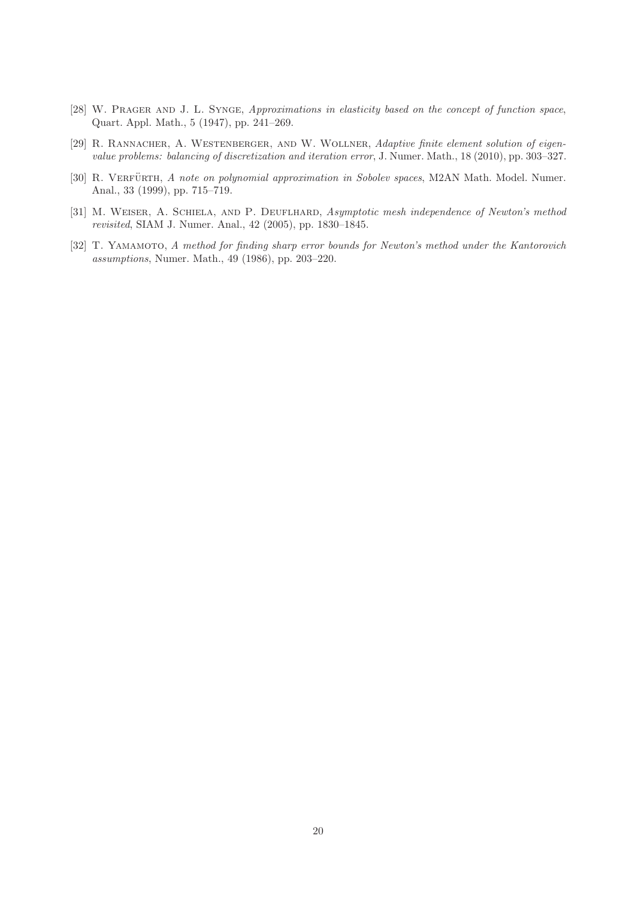[28] W. Prager and J. L. Synge, *Approximations in elasticity based on the concept of function space*, Quart. Appl. Math., 5 (1947), pp. 241–269.

[29] R. Rannacher, A. Westenberger, and W. Wollner, *Adaptive finite element solution of eigenvalue problems: balancing of discretization and iteration error*, J. Numer. Math., 18 (2010), pp. 303–327.

[30] R. Verfürth, *A note on polynomial approximation in Sobolev spaces*, M2AN Math. Model. Numer. Anal., 33 (1999), pp. 715–719.

[31] M. Weiser, A. Schiela, and P. Deuflhard, *Asymptotic mesh independence of Newton's method revisited*, SIAM J. Numer. Anal., 42 (2005), pp. 1830–1845.

[32] T. Yamamoto, *A method for finding sharp error bounds for Newton's method under the Kantorovich assumptions*, Numer. Math., 49 (1986), pp. 203–220.